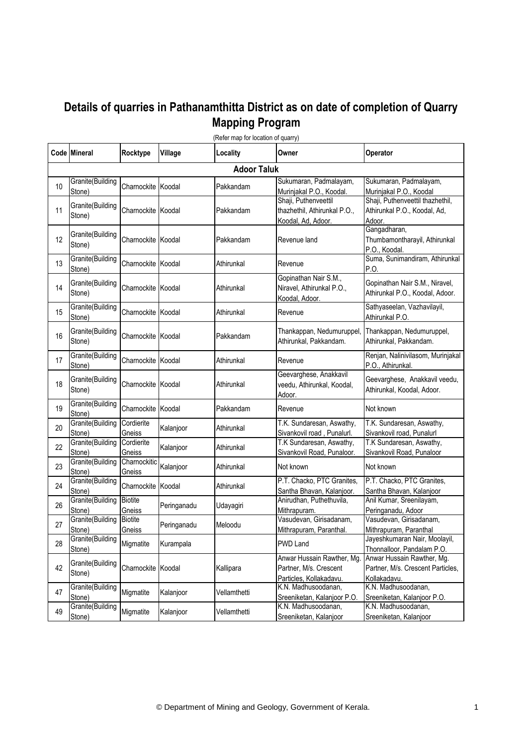# Details of quarries in Pathanamthitta District as on date of completion of Quarry Mapping Program

(Refer map for location of quarry)

| Code | Mineral | Rocktype | Village | Locality | Owner | Operator |
|---|---|---|---|---|---|---|
| **Adoor Taluk** | | | | | | |
| 10 | Granite(Building Stone) | Charnockite | Koodal | Pakkandam | Sukumaran, Padmalayam, Murinjakal P.O., Koodal. | Sukumaran, Padmalayam, Murinjakal P.O., Koodal |
| 11 | Granite(Building Stone) | Charnockite | Koodal | Pakkandam | Shaji, Puthenveettil thazhethil, Athirunkal P.O., Koodal, Ad, Adoor. | Shaji, Puthenveettil thazhethil, Athirunkal P.O., Koodal, Ad, Adoor. |
| 12 | Granite(Building Stone) | Charnockite | Koodal | Pakkandam | Revenue land | Gangadharan, Thumbamontharayil, Athirunkal P.O., Koodal. |
| 13 | Granite(Building Stone) | Charnockite | Koodal | Athirunkal | Revenue | Suma, Sunimandiram, Athirunkal P.O. |
| 14 | Granite(Building Stone) | Charnockite | Koodal | Athirunkal | Gopinathan Nair S.M., Niravel, Athirunkal P.O., Koodal, Adoor. | Gopinathan Nair S.M., Niravel, Athirunkal P.O., Koodal, Adoor. |
| 15 | Granite(Building Stone) | Charnockite | Koodal | Athirunkal | Revenue | Sathyaseelan, Vazhavilayil, Athirunkal P.O. |
| 16 | Granite(Building Stone) | Charnockite | Koodal | Pakkandam | Thankappan, Nedumuruppel, Athirunkal, Pakkandam. | Thankappan, Nedumuruppel, Athirunkal, Pakkandam. |
| 17 | Granite(Building Stone) | Charnockite | Koodal | Athirunkal | Revenue | Renjan, Nalinivilasom, Murinjakal P.O., Athirunkal. |
| 18 | Granite(Building Stone) | Charnockite | Koodal | Athirunkal | Geevarghese, Anakkavil veedu, Athirunkal, Koodal, Adoor. | Geevarghese, Anakkavil veedu, Athirunkal, Koodal, Adoor. |
| 19 | Granite(Building Stone) | Charnockite | Koodal | Pakkandam | Revenue | Not known |
| 20 | Granite(Building Stone) | Cordierite Gneiss | Kalanjoor | Athirunkal | T.K. Sundaresan, Aswathy, Sivankovil road , Punalurl. | T.K. Sundaresan, Aswathy, Sivankovil road, Punalurl |
| 22 | Granite(Building Stone) | Cordierite Gneiss | Kalanjoor | Athirunkal | T.K Sundaresan, Aswathy, Sivankovil Road, Punaloor. | T.K Sundaresan, Aswathy, Sivankovil Road, Punaloor |
| 23 | Granite(Building Stone) | Charnockitic Gneiss | Kalanjoor | Athirunkal | Not known | Not known |
| 24 | Granite(Building Stone) | Charnockite | Koodal | Athirunkal | P.T. Chacko, PTC Granites, Santha Bhavan, Kalanjoor. | P.T. Chacko, PTC Granites, Santha Bhavan, Kalanjoor |
| 26 | Granite(Building Stone) | Biotite Gneiss | Peringanadu | Udayagiri | Anirudhan, Puthethuvila, Mithrapuram. | Anil Kumar, Sreenilayam, Peringanadu, Adoor |
| 27 | Granite(Building Stone) | Biotite Gneiss | Peringanadu | Meloodu | Vasudevan, Girisadanam, Mithrapuram, Paranthal. | Vasudevan, Girisadanam, Mithrapuram, Paranthal |
| 28 | Granite(Building Stone) | Migmatite | Kurampala | | PWD Land | Jayeshkumaran Nair, Moolayil, Thonnalloor, Pandalam P.O. |
| 42 | Granite(Building Stone) | Charnockite | Koodal | Kallipara | Anwar Hussain Rawther, Mg. Partner, M/s. Crescent Particles, Kollakadavu. | Anwar Hussain Rawther, Mg. Partner, M/s. Crescent Particles, Kollakadavu. |
| 47 | Granite(Building Stone) | Migmatite | Kalanjoor | Vellamthetti | K.N. Madhusoodanan, Sreeniketan, Kalanjoor P.O. | K.N. Madhusoodanan, Sreeniketan, Kalanjoor P.O. |
| 49 | Granite(Building Stone) | Migmatite | Kalanjoor | Vellamthetti | K.N. Madhusoodanan, Sreeniketan, Kalanjoor | K.N. Madhusoodanan, Sreeniketan, Kalanjoor |

© Department of Mining and Geology, Government of Kerala.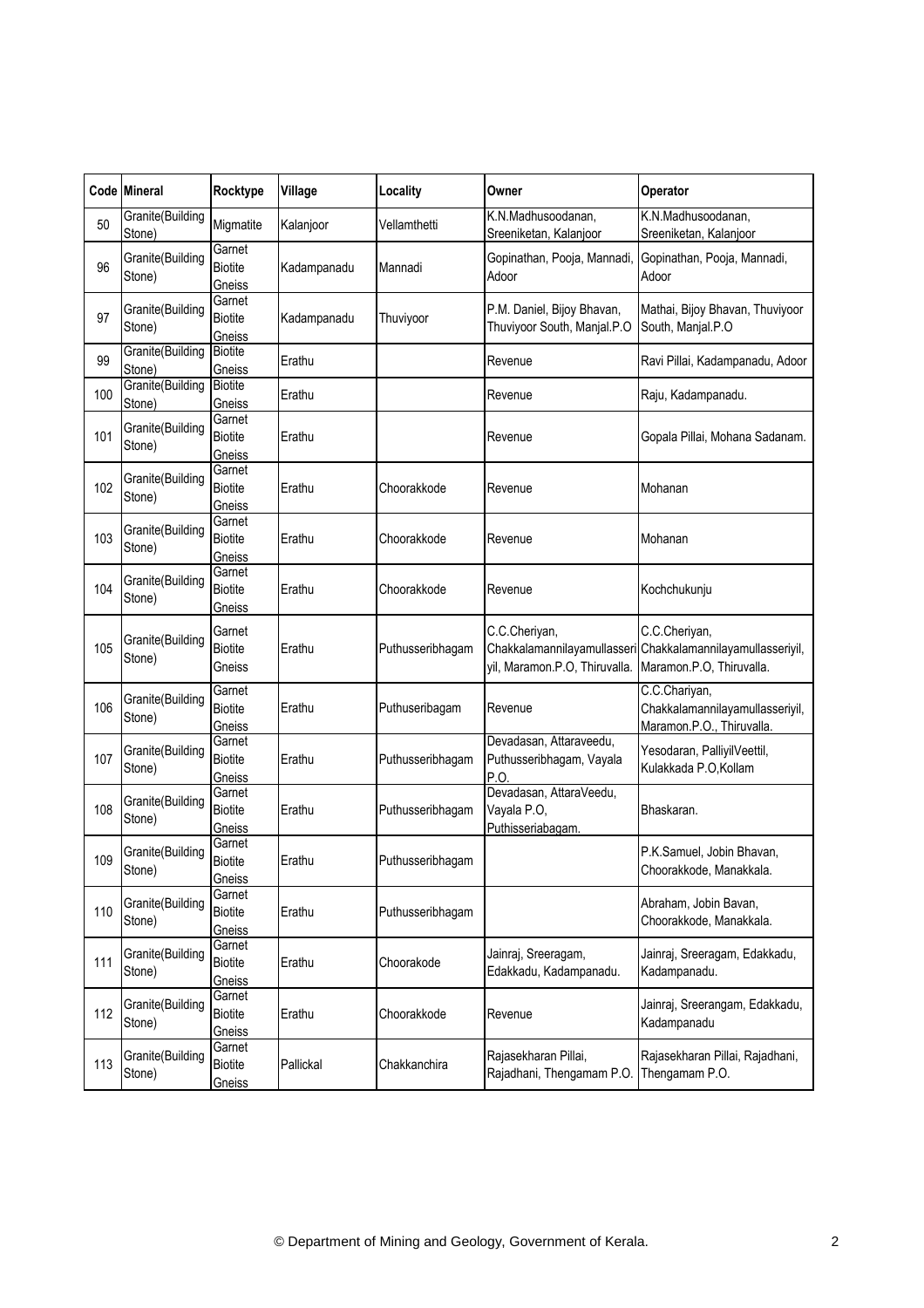| Code | Mineral | Rocktype | Village | Locality | Owner | Operator |
|---|---|---|---|---|---|---|
| 50 | Granite(Building Stone) | Migmatite | Kalanjoor | Vellamthetti | K.N.Madhusoodanan, Sreeniketan, Kalanjoor | K.N.Madhusoodanan, Sreeniketan, Kalanjoor |
| 96 | Granite(Building Stone) | Garnet Biotite Gneiss | Kadampanadu | Mannadi | Gopinathan, Pooja, Mannadi, Adoor | Gopinathan, Pooja, Mannadi, Adoor |
| 97 | Granite(Building Stone) | Garnet Biotite Gneiss | Kadampanadu | Thuviyoor | P.M. Daniel, Bijoy Bhavan, Thuviyoor South, Manjal.P.O | Mathai, Bijoy Bhavan, Thuviyoor South, Manjal.P.O |
| 99 | Granite(Building Stone) | Biotite Gneiss | Erathu | | Revenue | Ravi Pillai, Kadampanadu, Adoor |
| 100 | Granite(Building Stone) | Biotite Gneiss | Erathu | | Revenue | Raju, Kadampanadu. |
| 101 | Granite(Building Stone) | Garnet Biotite Gneiss | Erathu | | Revenue | Gopala Pillai, Mohana Sadanam. |
| 102 | Granite(Building Stone) | Garnet Biotite Gneiss | Erathu | Choorakkode | Revenue | Mohanan |
| 103 | Granite(Building Stone) | Garnet Biotite Gneiss | Erathu | Choorakkode | Revenue | Mohanan |
| 104 | Granite(Building Stone) | Garnet Biotite Gneiss | Erathu | Choorakkode | Revenue | Kochchukunju |
| 105 | Granite(Building Stone) | Garnet Biotite Gneiss | Erathu | Puthusseribhagam | C.C.Cheriyan, Chakkalamannilayamullasseriyil, Maramon.P.O, Thiruvalla. | C.C.Cheriyan, Chakkalamannilayamullasseriyil, Maramon.P.O, Thiruvalla. |
| 106 | Granite(Building Stone) | Garnet Biotite Gneiss | Erathu | Puthuseribagam | Revenue | C.C.Chariyan, Chakkalamannilayamullasseriyil, Maramon.P.O., Thiruvalla. |
| 107 | Granite(Building Stone) | Garnet Biotite Gneiss | Erathu | Puthusseribhagam | Devadasan, Attaraveedu, Puthusseribhagam, Vayala P.O. | Yesodaran, PalliyilVeettil, Kulakkada P.O,Kollam |
| 108 | Granite(Building Stone) | Garnet Biotite Gneiss | Erathu | Puthusseribhagam | Devadasan, AttaraVeedu, Vayala P.O, Puthisseriabagam. | Bhaskaran. |
| 109 | Granite(Building Stone) | Garnet Biotite Gneiss | Erathu | Puthusseribhagam | | P.K.Samuel, Jobin Bhavan, Choorakkode, Manakkala. |
| 110 | Granite(Building Stone) | Garnet Biotite Gneiss | Erathu | Puthusseribhagam | | Abraham, Jobin Bavan, Choorakkode, Manakkala. |
| 111 | Granite(Building Stone) | Garnet Biotite Gneiss | Erathu | Choorakode | Jainraj, Sreeragam, Edakkadu, Kadampanadu. | Jainraj, Sreeragam, Edakkadu, Kadampanadu. |
| 112 | Granite(Building Stone) | Garnet Biotite Gneiss | Erathu | Choorakkode | Revenue | Jainraj, Sreerangam, Edakkadu, Kadampanadu |
| 113 | Granite(Building Stone) | Garnet Biotite Gneiss | Pallickal | Chakkanchira | Rajasekharan Pillai, Rajadhani, Thengamam P.O. | Rajasekharan Pillai, Rajadhani, Thengamam P.O. |

© Department of Mining and Geology, Government of Kerala.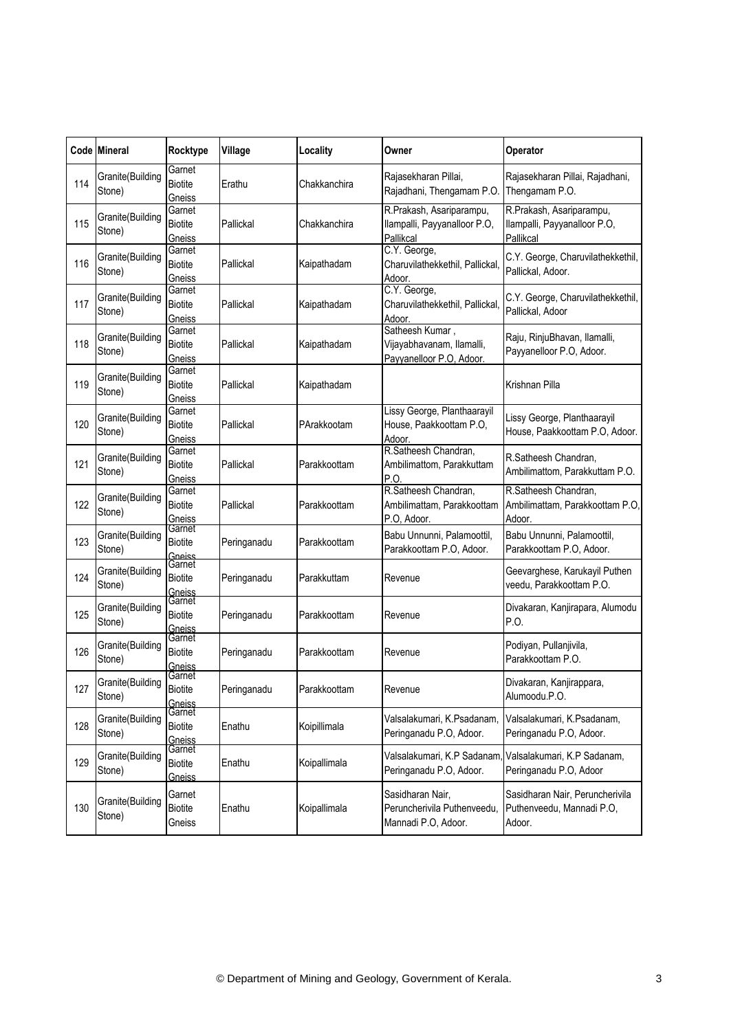| Code | Mineral | Rocktype | Village | Locality | Owner | Operator |
|---|---|---|---|---|---|---|
| 114 | Granite(Building Stone) | Garnet Biotite Gneiss | Erathu | Chakkanchira | Rajasekharan Pillai, Rajadhani, Thengamam P.O. | Rajasekharan Pillai, Rajadhani, Thengamam P.O. |
| 115 | Granite(Building Stone) | Garnet Biotite Gneiss | Pallickal | Chakkanchira | R.Prakash, Asariparampu, Ilampalli, Payyanalloor P.O, Pallikcal | R.Prakash, Asariparampu, Ilampalli, Payyanalloor P.O, Pallikcal |
| 116 | Granite(Building Stone) | Garnet Biotite Gneiss | Pallickal | Kaipathadam | C.Y. George, Charuvilathekkethil, Pallickal, Adoor. | C.Y. George, Charuvilathekkethil, Pallickal, Adoor. |
| 117 | Granite(Building Stone) | Garnet Biotite Gneiss | Pallickal | Kaipathadam | C.Y. George, Charuvilathekkethil, Pallickal, Adoor. | C.Y. George, Charuvilathekkethil, Pallickal, Adoor |
| 118 | Granite(Building Stone) | Garnet Biotite Gneiss | Pallickal | Kaipathadam | Satheesh Kumar , Vijayabhavanam, Ilamalli, Payyanelloor P.O, Adoor. | Raju, RinjuBhavan, Ilamalli, Payyanelloor P.O, Adoor. |
| 119 | Granite(Building Stone) | Garnet Biotite Gneiss | Pallickal | Kaipathadam | | Krishnan Pilla |
| 120 | Granite(Building Stone) | Garnet Biotite Gneiss | Pallickal | PArakkootam | Lissy George, Planthaarayil House, Paakkoottam P.O, Adoor. | Lissy George, Planthaarayil House, Paakkoottam P.O, Adoor. |
| 121 | Granite(Building Stone) | Garnet Biotite Gneiss | Pallickal | Parakkoottam | R.Satheesh Chandran, Ambilimattom, Parakkuttam P.O. | R.Satheesh Chandran, Ambilimattom, Parakkuttam P.O. |
| 122 | Granite(Building Stone) | Garnet Biotite Gneiss | Pallickal | Parakkoottam | R.Satheesh Chandran, Ambilimattam, Parakkoottam P.O, Adoor. | R.Satheesh Chandran, Ambilimattam, Parakkoottam P.O, Adoor. |
| 123 | Granite(Building Stone) | Garnet Biotite Gneiss | Peringanadu | Parakkoottam | Babu Unnunni, Palamoottil, Parakkoottam P.O, Adoor. | Babu Unnunni, Palamoottil, Parakkoottam P.O, Adoor. |
| 124 | Granite(Building Stone) | Garnet Biotite Gneiss | Peringanadu | Parakkuttam | Revenue | Geevarghese, Karukayil Puthen veedu, Parakkoottam P.O. |
| 125 | Granite(Building Stone) | Garnet Biotite Gneiss | Peringanadu | Parakkoottam | Revenue | Divakaran, Kanjirapara, Alumodu P.O. |
| 126 | Granite(Building Stone) | Garnet Biotite Gneiss | Peringanadu | Parakkoottam | Revenue | Podiyan, Pullanjivila, Parakkoottam P.O. |
| 127 | Granite(Building Stone) | Garnet Biotite Gneiss | Peringanadu | Parakkoottam | Revenue | Divakaran, Kanjirappara, Alumoodu.P.O. |
| 128 | Granite(Building Stone) | Garnet Biotite Gneiss | Enathu | Koipillimala | Valsalakumari, K.Psadanam, Peringanadu P.O, Adoor. | Valsalakumari, K.Psadanam, Peringanadu P.O, Adoor. |
| 129 | Granite(Building Stone) | Garnet Biotite Gneiss | Enathu | Koipallimala | Valsalakumari, K.P Sadanam, Peringanadu P.O, Adoor. | Valsalakumari, K.P Sadanam, Peringanadu P.O, Adoor |
| 130 | Granite(Building Stone) | Garnet Biotite Gneiss | Enathu | Koipallimala | Sasidharan Nair, Peruncherivila Puthenveedu, Mannadi P.O, Adoor. | Sasidharan Nair, Peruncherivila Puthenveedu, Mannadi P.O, Adoor. |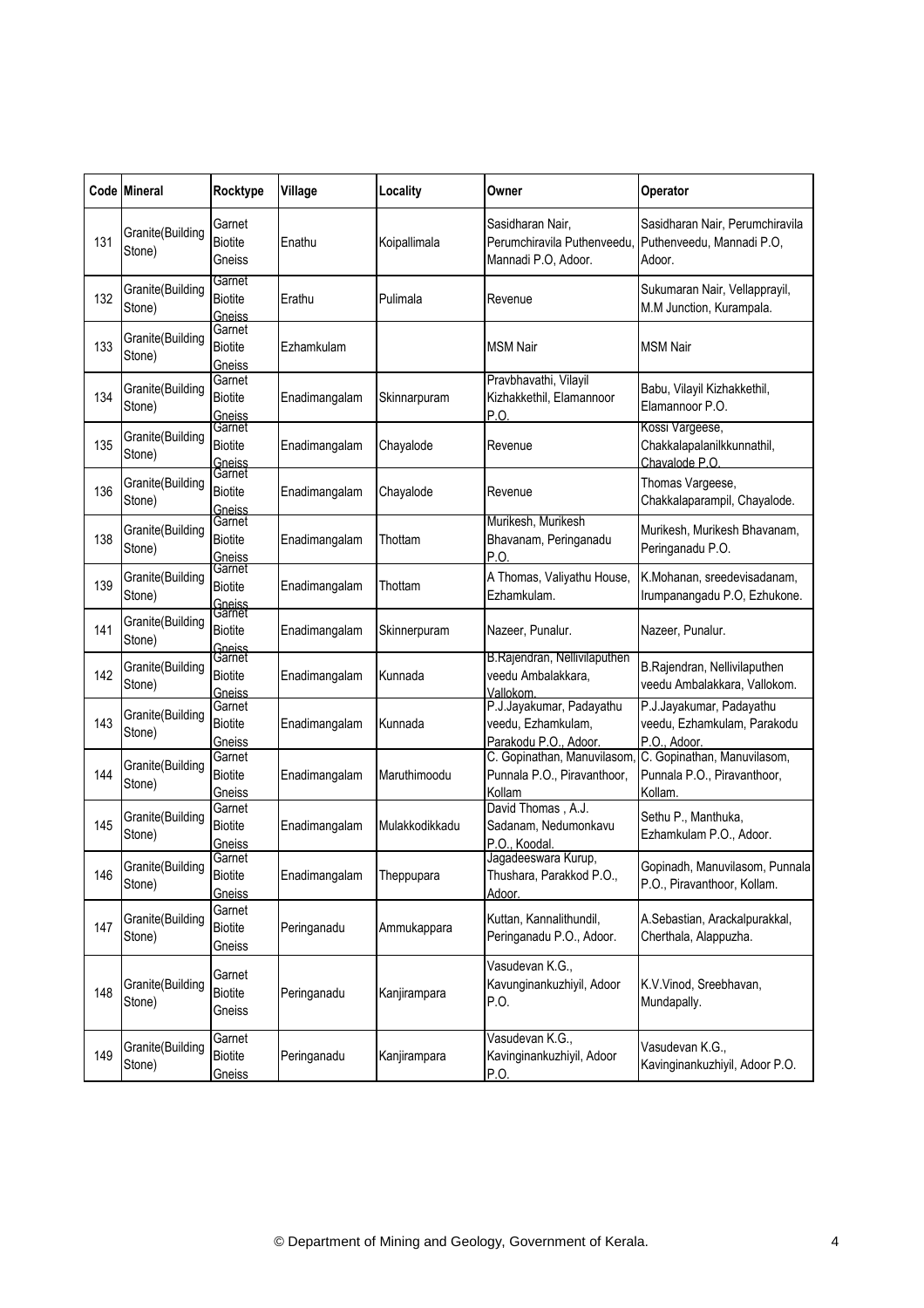| Code | Mineral | Rocktype | Village | Locality | Owner | Operator |
|---|---|---|---|---|---|---|
| 131 | Granite(Building Stone) | Garnet Biotite Gneiss | Enathu | Koipallimala | Sasidharan Nair, Perumchiravila Puthenveedu, Mannadi P.O, Adoor. | Sasidharan Nair, Perumchiravila Puthenveedu, Mannadi P.O, Adoor. |
| 132 | Granite(Building Stone) | Garnet Biotite Gneiss | Erathu | Pulimala | Revenue | Sukumaran Nair, Vellapprayil, M.M Junction, Kurampala. |
| 133 | Granite(Building Stone) | Garnet Biotite Gneiss | Ezhamkulam | | MSM Nair | MSM Nair |
| 134 | Granite(Building Stone) | Garnet Biotite Gneiss | Enadimangalam | Skinnarpuram | Pravbhavathi, Vilayil Kizhakkethil, Elamannoor P.O. | Babu, Vilayil Kizhakkethil, Elamannoor P.O. |
| 135 | Granite(Building Stone) | Garnet Biotite Gneiss | Enadimangalam | Chayalode | Revenue | Kossi Vargeese, Chakkalapalanilkkunnathil, Chayalode P.O. |
| 136 | Granite(Building Stone) | Garnet Biotite Gneiss | Enadimangalam | Chayalode | Revenue | Thomas Vargeese, Chakkalaparampil, Chayalode. |
| 138 | Granite(Building Stone) | Garnet Biotite Gneiss | Enadimangalam | Thottam | Murikesh, Murikesh Bhavanam, Peringanadu P.O. | Murikesh, Murikesh Bhavanam, Peringanadu P.O. |
| 139 | Granite(Building Stone) | Garnet Biotite Gneiss | Enadimangalam | Thottam | A Thomas, Valiyathu House, Ezhamkulam. | K.Mohanan, sreedevisadanam, Irumpanangadu P.O, Ezhukone. |
| 141 | Granite(Building Stone) | Garnet Biotite Gneiss | Enadimangalam | Skinnerpuram | Nazeer, Punalur. | Nazeer, Punalur. |
| 142 | Granite(Building Stone) | Garnet Biotite Gneiss | Enadimangalam | Kunnada | B.Rajendran, Nellivilaputhen veedu Ambalakkara, Vallokom. | B.Rajendran, Nellivilaputhen veedu Ambalakkara, Vallokom. |
| 143 | Granite(Building Stone) | Garnet Biotite Gneiss | Enadimangalam | Kunnada | P.J.Jayakumar, Padayathu veedu, Ezhamkulam, Parakodu P.O., Adoor. | P.J.Jayakumar, Padayathu veedu, Ezhamkulam, Parakodu P.O., Adoor. |
| 144 | Granite(Building Stone) | Garnet Biotite Gneiss | Enadimangalam | Maruthimoodu | C. Gopinathan, Manuvilasom, Punnala P.O., Piravanthoor, Kollam | C. Gopinathan, Manuvilasom, Punnala P.O., Piravanthoor, Kollam. |
| 145 | Granite(Building Stone) | Garnet Biotite Gneiss | Enadimangalam | Mulakkodikkadu | David Thomas , A.J. Sadanam, Nedumonkavu P.O., Koodal. | Sethu P., Manthuka, Ezhamkulam P.O., Adoor. |
| 146 | Granite(Building Stone) | Garnet Biotite Gneiss | Enadimangalam | Theppupara | Jagadeeswara Kurup, Thushara, Parakkod P.O., Adoor. | Gopinadh, Manuvilasom, Punnala P.O., Piravanthoor, Kollam. |
| 147 | Granite(Building Stone) | Garnet Biotite Gneiss | Peringanadu | Ammukappara | Kuttan, Kannalithundil, Peringanadu P.O., Adoor. | A.Sebastian, Arackalpurakkal, Cherthala, Alappuzha. |
| 148 | Granite(Building Stone) | Garnet Biotite Gneiss | Peringanadu | Kanjirampara | Vasudevan K.G., Kavunginankuzhiyil, Adoor P.O. | K.V.Vinod, Sreebhavan, Mundapally. |
| 149 | Granite(Building Stone) | Garnet Biotite Gneiss | Peringanadu | Kanjirampara | Vasudevan K.G., Kavinginankuzhiyil, Adoor P.O. | Vasudevan K.G., Kavinginankuzhiyil, Adoor P.O. |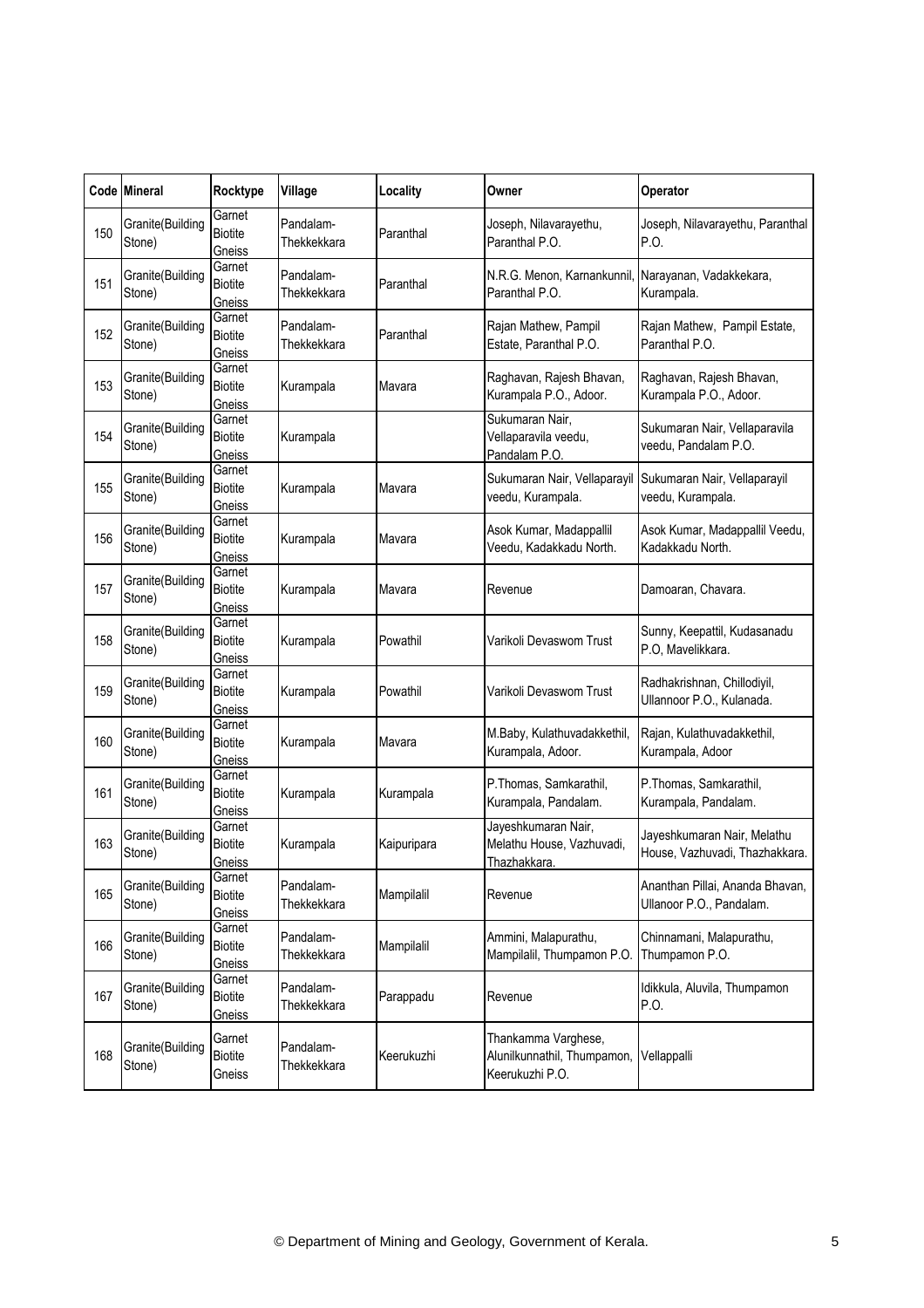| Code | Mineral | Rocktype | Village | Locality | Owner | Operator |
|---|---|---|---|---|---|---|
| 150 | Granite(Building Stone) | Garnet Biotite Gneiss | Pandalam-Thekkekkara | Paranthal | Joseph, Nilavarayethu, Paranthal P.O. | Joseph, Nilavarayethu, Paranthal P.O. |
| 151 | Granite(Building Stone) | Garnet Biotite Gneiss | Pandalam-Thekkekkara | Paranthal | N.R.G. Menon, Karnankunnil, Paranthal P.O. | Narayanan, Vadakkekara, Kurampala. |
| 152 | Granite(Building Stone) | Garnet Biotite Gneiss | Pandalam-Thekkekkara | Paranthal | Rajan Mathew, Pampil Estate, Paranthal P.O. | Rajan Mathew, Pampil Estate, Paranthal P.O. |
| 153 | Granite(Building Stone) | Garnet Biotite Gneiss | Kurampala | Mavara | Raghavan, Rajesh Bhavan, Kurampala P.O., Adoor. | Raghavan, Rajesh Bhavan, Kurampala P.O., Adoor. |
| 154 | Granite(Building Stone) | Garnet Biotite Gneiss | Kurampala | | Sukumaran Nair, Vellaparavila veedu, Pandalam P.O. | Sukumaran Nair, Vellaparavila veedu, Pandalam P.O. |
| 155 | Granite(Building Stone) | Garnet Biotite Gneiss | Kurampala | Mavara | Sukumaran Nair, Vellaparayil veedu, Kurampala. | Sukumaran Nair, Vellaparayil veedu, Kurampala. |
| 156 | Granite(Building Stone) | Garnet Biotite Gneiss | Kurampala | Mavara | Asok Kumar, Madappallil Veedu, Kadakkadu North. | Asok Kumar, Madappallil Veedu, Kadakkadu North. |
| 157 | Granite(Building Stone) | Garnet Biotite Gneiss | Kurampala | Mavara | Revenue | Damoaran, Chavara. |
| 158 | Granite(Building Stone) | Garnet Biotite Gneiss | Kurampala | Powathil | Varikoli Devaswom Trust | Sunny, Keepattil, Kudasanadu P.O, Mavelikkara. |
| 159 | Granite(Building Stone) | Garnet Biotite Gneiss | Kurampala | Powathil | Varikoli Devaswom Trust | Radhakrishnan, Chillodiyil, Ullannoor P.O., Kulanada. |
| 160 | Granite(Building Stone) | Garnet Biotite Gneiss | Kurampala | Mavara | M.Baby, Kulathuvadakkethil, Kurampala, Adoor. | Rajan, Kulathuvadakkethil, Kurampala, Adoor |
| 161 | Granite(Building Stone) | Garnet Biotite Gneiss | Kurampala | Kurampala | P.Thomas, Samkarathil, Kurampala, Pandalam. | P.Thomas, Samkarathil, Kurampala, Pandalam. |
| 163 | Granite(Building Stone) | Garnet Biotite Gneiss | Kurampala | Kaipuripara | Jayeshkumaran Nair, Melathu House, Vazhuvadi, Thazhakkara. | Jayeshkumaran Nair, Melathu House, Vazhuvadi, Thazhakkara. |
| 165 | Granite(Building Stone) | Garnet Biotite Gneiss | Pandalam-Thekkekkara | Mampilalil | Revenue | Ananthan Pillai, Ananda Bhavan, Ullanoor P.O., Pandalam. |
| 166 | Granite(Building Stone) | Garnet Biotite Gneiss | Pandalam-Thekkekkara | Mampilalil | Ammini, Malapurathu, Mampilalil, Thumpamon P.O. | Chinnamani, Malapurathu, Thumpamon P.O. |
| 167 | Granite(Building Stone) | Garnet Biotite Gneiss | Pandalam-Thekkekkara | Parappadu | Revenue | Idikkula, Aluvila, Thumpamon P.O. |
| 168 | Granite(Building Stone) | Garnet Biotite Gneiss | Pandalam-Thekkekkara | Keerukuzhi | Thankamma Varghese, Alunilkunnathil, Thumpamon, Keerukuzhi P.O. | Vellappalli |

© Department of Mining and Geology, Government of Kerala.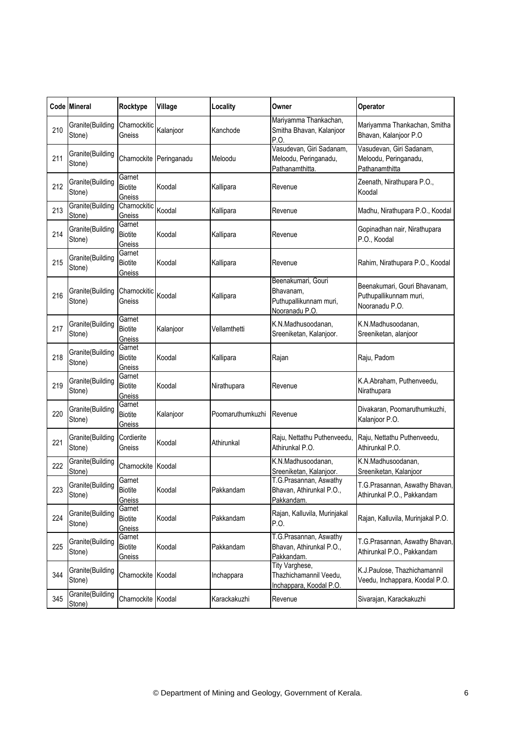| Code | Mineral | Rocktype | Village | Locality | Owner | Operator |
|---|---|---|---|---|---|---|
| 210 | Granite(Building Stone) | Charnockitic Gneiss | Kalanjoor | Kanchode | Mariyamma Thankachan, Smitha Bhavan, Kalanjoor P.O. | Mariyamma Thankachan, Smitha Bhavan, Kalanjoor P.O |
| 211 | Granite(Building Stone) | Charnockite | Peringanadu | Meloodu | Vasudevan, Giri Sadanam, Meloodu, Peringanadu, Pathanamthitta. | Vasudevan, Giri Sadanam, Meloodu, Peringanadu, Pathanamthitta |
| 212 | Granite(Building Stone) | Garnet Biotite Gneiss | Koodal | Kallipara | Revenue | Zeenath, Nirathupara P.O., Koodal |
| 213 | Granite(Building Stone) | Charnockitic Gneiss | Koodal | Kallipara | Revenue | Madhu, Nirathupara P.O., Koodal |
| 214 | Granite(Building Stone) | Garnet Biotite Gneiss | Koodal | Kallipara | Revenue | Gopinadhan nair, Nirathupara P.O., Koodal |
| 215 | Granite(Building Stone) | Garnet Biotite Gneiss | Koodal | Kallipara | Revenue | Rahim, Nirathupara P.O., Koodal |
| 216 | Granite(Building Stone) | Charnockitic Gneiss | Koodal | Kallipara | Beenakumari, Gouri Bhavanam, Puthupallikunnam muri, Nooranadu P.O. | Beenakumari, Gouri Bhavanam, Puthupallikunnam muri, Nooranadu P.O. |
| 217 | Granite(Building Stone) | Garnet Biotite Gneiss | Kalanjoor | Vellamthetti | K.N.Madhusoodanan, Sreeniketan, Kalanjoor. | K.N.Madhusoodanan, Sreeniketan, alanjoor |
| 218 | Granite(Building Stone) | Garnet Biotite Gneiss | Koodal | Kallipara | Rajan | Raju, Padom |
| 219 | Granite(Building Stone) | Garnet Biotite Gneiss | Koodal | Nirathupara | Revenue | K.A.Abraham, Puthenveedu, Nirathupara |
| 220 | Granite(Building Stone) | Garnet Biotite Gneiss | Kalanjoor | Poomaruthumkuzhi | Revenue | Divakaran, Poomaruthumkuzhi, Kalanjoor P.O. |
| 221 | Granite(Building Stone) | Cordierite Gneiss | Koodal | Athirunkal | Raju, Nettathu Puthenveedu, Athirunkal P.O. | Raju, Nettathu Puthenveedu, Athirunkal P.O. |
| 222 | Granite(Building Stone) | Charnockite | Koodal | | K.N.Madhusoodanan, Sreeniketan, Kalanjoor. | K.N.Madhusoodanan, Sreeniketan, Kalanjoor |
| 223 | Granite(Building Stone) | Garnet Biotite Gneiss | Koodal | Pakkandam | T.G.Prasannan, Aswathy Bhavan, Athirunkal P.O., Pakkandam. | T.G.Prasannan, Aswathy Bhavan, Athirunkal P.O., Pakkandam |
| 224 | Granite(Building Stone) | Garnet Biotite Gneiss | Koodal | Pakkandam | Rajan, Kalluvila, Murinjakal P.O. | Rajan, Kalluvila, Murinjakal P.O. |
| 225 | Granite(Building Stone) | Garnet Biotite Gneiss | Koodal | Pakkandam | T.G.Prasannan, Aswathy Bhavan, Athirunkal P.O., Pakkandam. | T.G.Prasannan, Aswathy Bhavan, Athirunkal P.O., Pakkandam |
| 344 | Granite(Building Stone) | Charnockite | Koodal | Inchappara | Tity Varghese, Thazhichamannil Veedu, Inchappara, Koodal P.O. | K.J.Paulose, Thazhichamannil Veedu, Inchappara, Koodal P.O. |
| 345 | Granite(Building Stone) | Charnockite | Koodal | Karackakuzhi | Revenue | Sivarajan, Karackakuzhi |

© Department of Mining and Geology, Government of Kerala.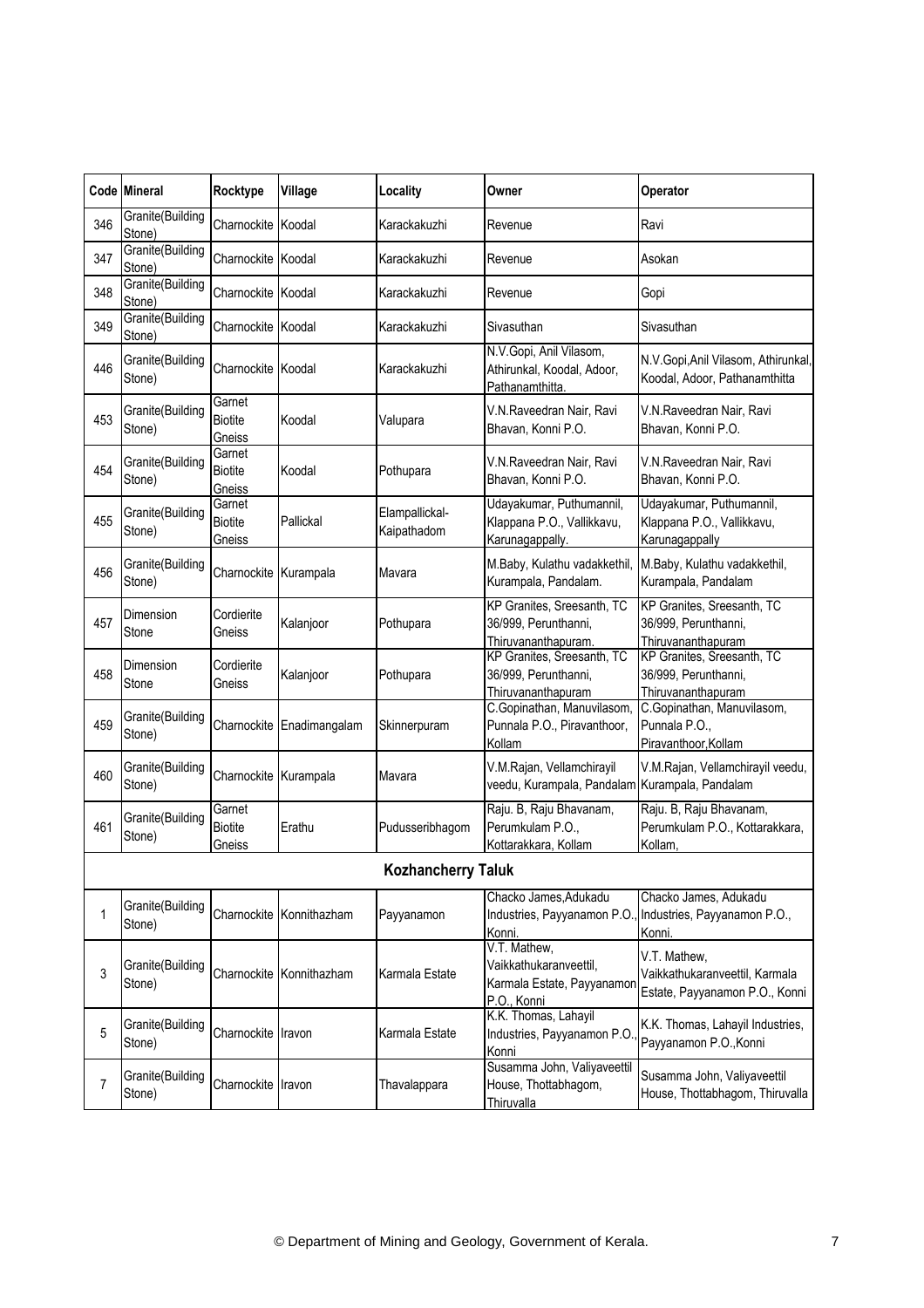| Code | Mineral | Rocktype | Village | Locality | Owner | Operator |
|---|---|---|---|---|---|---|
| 346 | Granite(Building Stone) | Charnockite | Koodal | Karackakuzhi | Revenue | Ravi |
| 347 | Granite(Building Stone) | Charnockite | Koodal | Karackakuzhi | Revenue | Asokan |
| 348 | Granite(Building Stone) | Charnockite | Koodal | Karackakuzhi | Revenue | Gopi |
| 349 | Granite(Building Stone) | Charnockite | Koodal | Karackakuzhi | Sivasuthan | Sivasuthan |
| 446 | Granite(Building Stone) | Charnockite | Koodal | Karackakuzhi | N.V.Gopi, Anil Vilasom, Athirunkal, Koodal, Adoor, Pathanamthitta. | N.V.Gopi,Anil Vilasom, Athirunkal, Koodal, Adoor, Pathanamthitta |
| 453 | Granite(Building Stone) | Garnet Biotite Gneiss | Koodal | Valupara | V.N.Raveedran Nair, Ravi Bhavan, Konni P.O. | V.N.Raveedran Nair, Ravi Bhavan, Konni P.O. |
| 454 | Granite(Building Stone) | Garnet Biotite Gneiss | Koodal | Pothupara | V.N.Raveedran Nair, Ravi Bhavan, Konni P.O. | V.N.Raveedran Nair, Ravi Bhavan, Konni P.O. |
| 455 | Granite(Building Stone) | Garnet Biotite Gneiss | Pallickal | Elampallickal-Kaipathadom | Udayakumar, Puthumannil, Klappana P.O., Vallikkavu, Karunagappally. | Udayakumar, Puthumannil, Klappana P.O., Vallikkavu, Karunagappally |
| 456 | Granite(Building Stone) | Charnockite | Kurampala | Mavara | M.Baby, Kulathu vadakkethil, Kurampala, Pandalam. | M.Baby, Kulathu vadakkethil, Kurampala, Pandalam |
| 457 | Dimension Stone | Cordierite Gneiss | Kalanjoor | Pothupara | KP Granites, Sreesanth, TC 36/999, Perunthanni, Thiruvananthapuram. | KP Granites, Sreesanth, TC 36/999, Perunthanni, Thiruvananthapuram |
| 458 | Dimension Stone | Cordierite Gneiss | Kalanjoor | Pothupara | KP Granites, Sreesanth, TC 36/999, Perunthanni, Thiruvananthapuram | KP Granites, Sreesanth, TC 36/999, Perunthanni, Thiruvananthapuram |
| 459 | Granite(Building Stone) | Charnockite | Enadimangalam | Skinnerpuram | C.Gopinathan, Manuvilasom, Punnala P.O., Piravanthoor, Kollam | C.Gopinathan, Manuvilasom, Punnala P.O., Piravanthoor,Kollam |
| 460 | Granite(Building Stone) | Charnockite | Kurampala | Mavara | V.M.Rajan, Vellamchirayil veedu, Kurampala, Pandalam | V.M.Rajan, Vellamchirayil veedu, Kurampala, Pandalam |
| 461 | Granite(Building Stone) | Garnet Biotite Gneiss | Erathu | Pudusseribhagom | Raju. B, Raju Bhavanam, Perumkulam P.O., Kottarakkara, Kollam | Raju. B, Raju Bhavanam, Perumkulam P.O., Kottarakkara, Kollam, |
| | | | | **Kozhancherry Taluk** | | |
| 1 | Granite(Building Stone) | Charnockite | Konnithazham | Payyanamon | Chacko James,Adukadu Industries, Payyanamon P.O., Konni. | Chacko James, Adukadu Industries, Payyanamon P.O., Konni. |
| 3 | Granite(Building Stone) | Charnockite | Konnithazham | Karmala Estate | V.T. Mathew, Vaikkathukaranveettil, Karmala Estate, Payyanamon P.O., Konni | V.T. Mathew, Vaikkathukaranveettil, Karmala Estate, Payyanamon P.O., Konni |
| 5 | Granite(Building Stone) | Charnockite | Iravon | Karmala Estate | K.K. Thomas, Lahayil Industries, Payyanamon P.O., Konni | K.K. Thomas, Lahayil Industries, Payyanamon P.O.,Konni |
| 7 | Granite(Building Stone) | Charnockite | Iravon | Thavalappara | Susamma John, Valiyaveettil House, Thottabhagom, Thiruvalla | Susamma John, Valiyaveettil House, Thottabhagom, Thiruvalla |

© Department of Mining and Geology, Government of Kerala.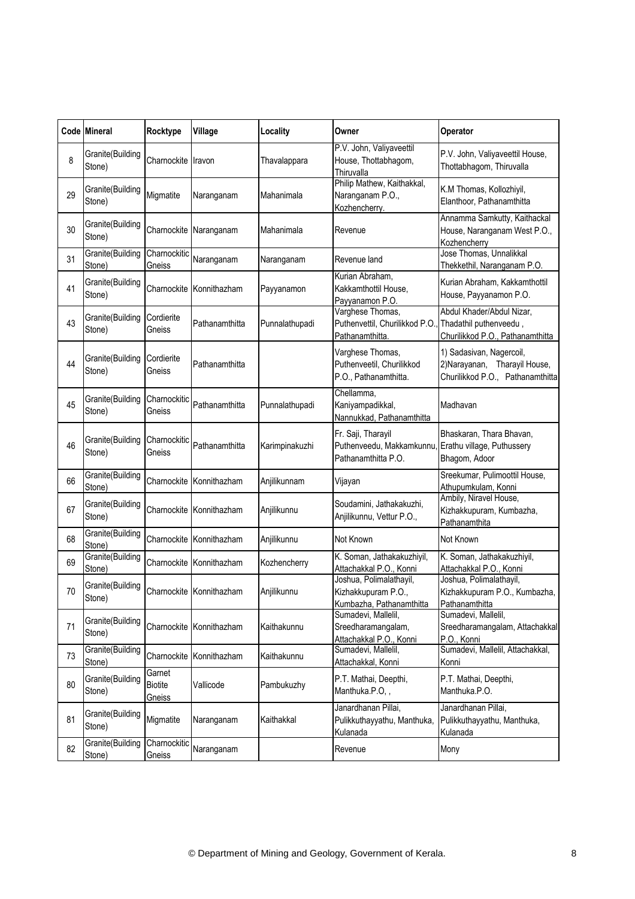| Code | Mineral | Rocktype | Village | Locality | Owner | Operator |
|---|---|---|---|---|---|---|
| 8 | Granite(Building Stone) | Charnockite | Iravon | Thavalappara | P.V. John, Valiyaveettil House, Thottabhagom, Thiruvalla | P.V. John, Valiyaveettil House, Thottabhagom, Thiruvalla |
| 29 | Granite(Building Stone) | Migmatite | Naranganam | Mahanimala | Philip Mathew, Kaithakkal, Naranganam P.O., Kozhencherry. | K.M Thomas, Kollozhiyil, Elanthoor, Pathanamthitta |
| 30 | Granite(Building Stone) | Charnockite | Naranganam | Mahanimala | Revenue | Annamma Samkutty, Kaithackal House, Naranganam West P.O., Kozhencherry |
| 31 | Granite(Building Stone) | Charnockitic Gneiss | Naranganam | Naranganam | Revenue land | Jose Thomas, Unnalikkal Thekkethil, Naranganam P.O. |
| 41 | Granite(Building Stone) | Charnockite | Konnithazham | Payyanamon | Kurian Abraham, Kakkamthottil House, Payyanamon P.O. | Kurian Abraham, Kakkamthottil House, Payyanamon P.O. |
| 43 | Granite(Building Stone) | Cordierite Gneiss | Pathanamthitta | Punnalathupadi | Varghese Thomas, Puthenvettil, Churilikkod P.O., Pathanamthitta. | Abdul Khader/Abdul Nizar, Thadathil puthenveedu , Churilikkod P.O., Pathanamthitta |
| 44 | Granite(Building Stone) | Cordierite Gneiss | Pathanamthitta | | Varghese Thomas, Puthenveetil, Churilikkod P.O., Pathanamthitta. | 1) Sadasivan, Nagercoil, 2)Narayanan, Tharayil House, Churilikkod P.O., Pathanamthitta |
| 45 | Granite(Building Stone) | Charnockitic Gneiss | Pathanamthitta | Punnalathupadi | Chellamma, Kaniyampadikkal, Nannukkad, Pathanamthitta | Madhavan |
| 46 | Granite(Building Stone) | Charnockitic Gneiss | Pathanamthitta | Karimpinakuzhi | Fr. Saji, Tharayil Puthenveedu, Makkamkunnu, Pathanamthitta P.O. | Bhaskaran, Thara Bhavan, Erathu village, Puthussery Bhagom, Adoor |
| 66 | Granite(Building Stone) | Charnockite | Konnithazham | Anjilikunnam | Vijayan | Sreekumar, Pulimoottil House, Athupumkulam, Konni |
| 67 | Granite(Building Stone) | Charnockite | Konnithazham | Anjilikunnu | Soudamini, Jathakakuzhi, Anjilikunnu, Vettur P.O., | Ambily, Niravel House, Kizhakkupuram, Kumbazha, Pathanamthita |
| 68 | Granite(Building Stone) | Charnockite | Konnithazham | Anjilikunnu | Not Known | Not Known |
| 69 | Granite(Building Stone) | Charnockite | Konnithazham | Kozhencherry | K. Soman, Jathakakuzhiyil, Attachakkal P.O., Konni | K. Soman, Jathakakuzhiyil, Attachakkal P.O., Konni |
| 70 | Granite(Building Stone) | Charnockite | Konnithazham | Anjilikunnu | Joshua, Polimalathayil, Kizhakkupuram P.O., Kumbazha, Pathanamthitta | Joshua, Polimalathayil, Kizhakkupuram P.O., Kumbazha, Pathanamthitta |
| 71 | Granite(Building Stone) | Charnockite | Konnithazham | Kaithakunnu | Sumadevi, Mallelil, Sreedharamangalam, Attachakkal P.O., Konni | Sumadevi, Mallelil, Sreedharamangalam, Attachakkal P.O., Konni |
| 73 | Granite(Building Stone) | Charnockite | Konnithazham | Kaithakunnu | Sumadevi, Mallelil, Attachakkal, Konni | Sumadevi, Mallelil, Attachakkal, Konni |
| 80 | Granite(Building Stone) | Garnet Biotite Gneiss | Vallicode | Pambukuzhy | P.T. Mathai, Deepthi, Manthuka.P.O, , | P.T. Mathai, Deepthi, Manthuka.P.O. |
| 81 | Granite(Building Stone) | Migmatite | Naranganam | Kaithakkal | Janardhanan Pillai, Pulikkuthayyathu, Manthuka, Kulanada | Janardhanan Pillai, Pulikkuthayyathu, Manthuka, Kulanada |
| 82 | Granite(Building Stone) | Charnockitic Gneiss | Naranganam | | Revenue | Mony |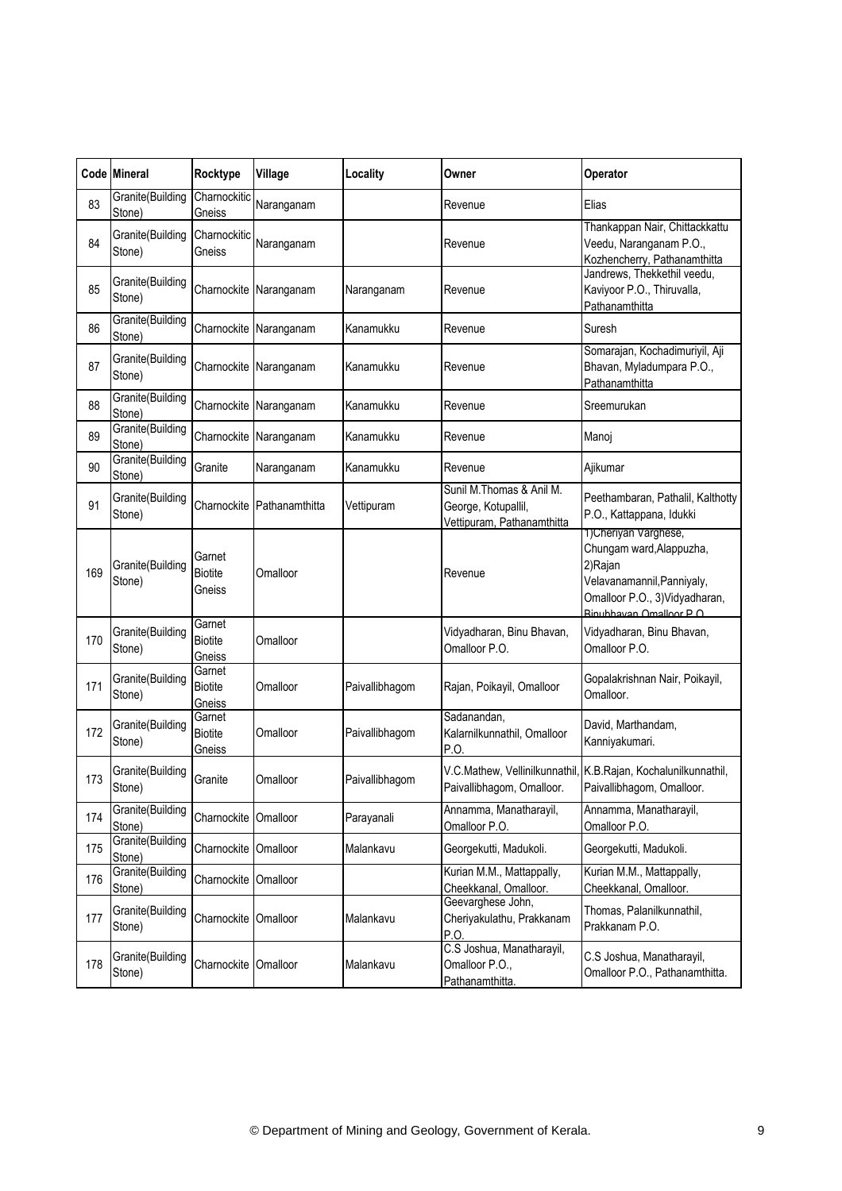| Code | Mineral | Rocktype | Village | Locality | Owner | Operator |
|---|---|---|---|---|---|---|
| 83 | Granite(Building Stone) | Charnockitic Gneiss | Naranganam | | Revenue | Elias |
| 84 | Granite(Building Stone) | Charnockitic Gneiss | Naranganam | | Revenue | Thankappan Nair, Chittackkattu Veedu, Naranganam P.O., Kozhencherry, Pathanamthitta |
| 85 | Granite(Building Stone) | Charnockite | Naranganam | Naranganam | Revenue | Jandrews, Thekkethil veedu, Kaviyoor P.O., Thiruvalla, Pathanamthitta |
| 86 | Granite(Building Stone) | Charnockite | Naranganam | Kanamukku | Revenue | Suresh |
| 87 | Granite(Building Stone) | Charnockite | Naranganam | Kanamukku | Revenue | Somarajan, Kochadimuriyil, Aji Bhavan, Myladumpara P.O., Pathanamthitta |
| 88 | Granite(Building Stone) | Charnockite | Naranganam | Kanamukku | Revenue | Sreemurukan |
| 89 | Granite(Building Stone) | Charnockite | Naranganam | Kanamukku | Revenue | Manoj |
| 90 | Granite(Building Stone) | Granite | Naranganam | Kanamukku | Revenue | Ajikumar |
| 91 | Granite(Building Stone) | Charnockite | Pathanamthitta | Vettipuram | Sunil M.Thomas & Anil M. George, Kotupallil, Vettipuram, Pathanamthitta | Peethambaran, Pathalil, Kalthotty P.O., Kattappana, Idukki |
| 169 | Granite(Building Stone) | Garnet Biotite Gneiss | Omalloor | | Revenue | 1)Cheriyan Varghese, Chungam ward,Alappuzha, 2)Rajan Velavanamannil,Panniyaly, Omalloor P.O., 3)Vidyadharan, Binubhavan Omalloor P.O. |
| 170 | Granite(Building Stone) | Garnet Biotite Gneiss | Omalloor | | Vidyadharan, Binu Bhavan, Omalloor P.O. | Vidyadharan, Binu Bhavan, Omalloor P.O. |
| 171 | Granite(Building Stone) | Garnet Biotite Gneiss | Omalloor | Paivallibhagom | Rajan, Poikayil, Omalloor | Gopalakrishnan Nair, Poikayil, Omalloor. |
| 172 | Granite(Building Stone) | Garnet Biotite Gneiss | Omalloor | Paivallibhagom | Sadanandan, Kalarnilkunnathil, Omalloor P.O. | David, Marthandam, Kanniyakumari. |
| 173 | Granite(Building Stone) | Granite | Omalloor | Paivallibhagom | V.C.Mathew, Vellinilkunnathil, Paivallibhagom, Omalloor. | K.B.Rajan, Kochalunilkunnathil, Paivallibhagom, Omalloor. |
| 174 | Granite(Building Stone) | Charnockite | Omalloor | Parayanali | Annamma, Manatharayil, Omalloor P.O. | Annamma, Manatharayil, Omalloor P.O. |
| 175 | Granite(Building Stone) | Charnockite | Omalloor | Malankavu | Georgekutti, Madukoli. | Georgekutti, Madukoli. |
| 176 | Granite(Building Stone) | Charnockite | Omalloor | | Kurian M.M., Mattappally, Cheekkanal, Omalloor. | Kurian M.M., Mattappally, Cheekkanal, Omalloor. |
| 177 | Granite(Building Stone) | Charnockite | Omalloor | Malankavu | Geevarghese John, Cheriyakulathu, Prakkanam P.O. | Thomas, Palanilkunnathil, Prakkanam P.O. |
| 178 | Granite(Building Stone) | Charnockite | Omalloor | Malankavu | C.S Joshua, Manatharayil, Omalloor P.O., Pathanamthitta. | C.S Joshua, Manatharayil, Omalloor P.O., Pathanamthitta. |

© Department of Mining and Geology, Government of Kerala.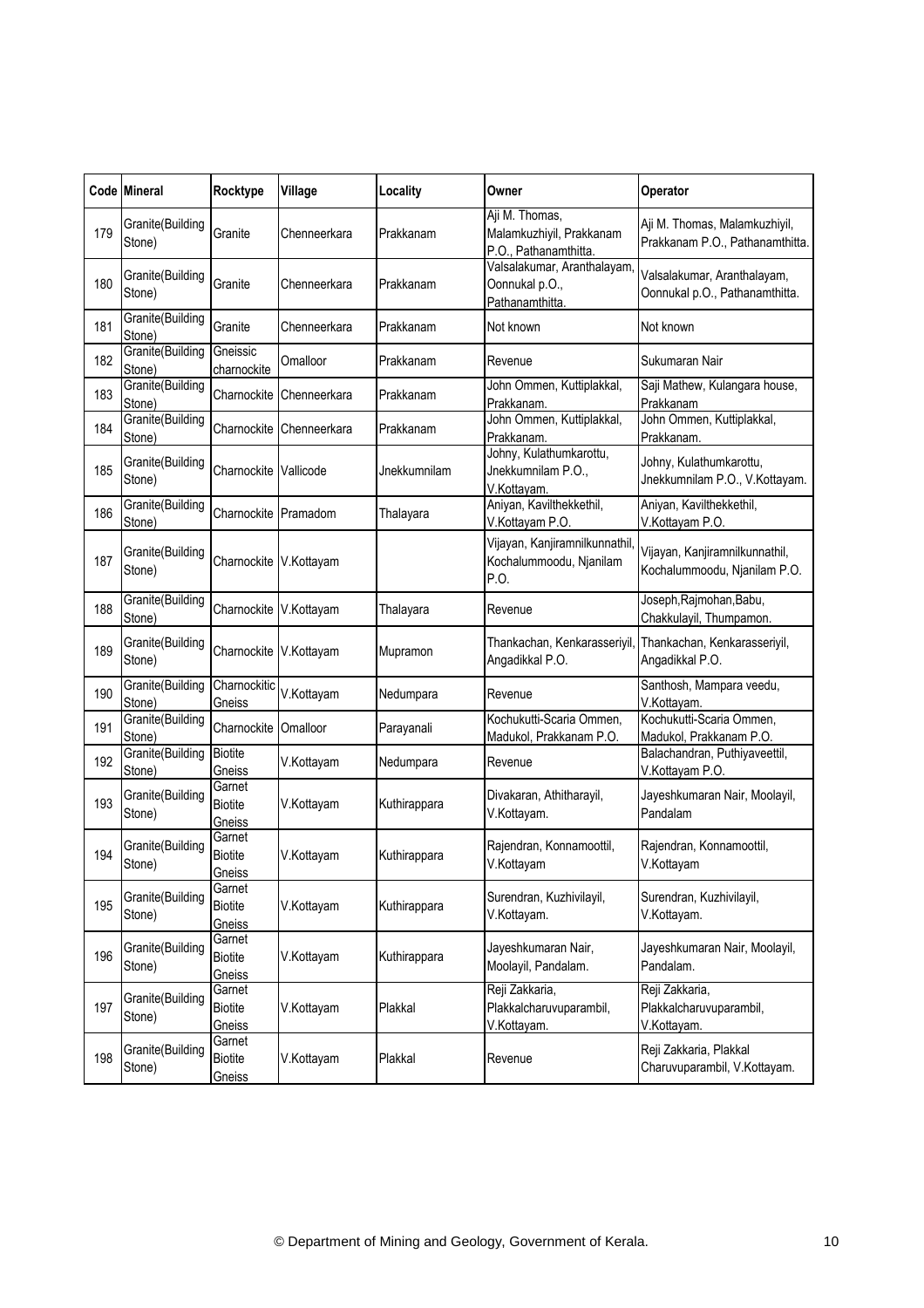| Code | Mineral | Rocktype | Village | Locality | Owner | Operator |
|---|---|---|---|---|---|---|
| 179 | Granite(Building Stone) | Granite | Chenneerkara | Prakkanam | Aji M. Thomas, Malamkuzhiyil, Prakkanam P.O., Pathanamthitta. | Aji M. Thomas, Malamkuzhiyil, Prakkanam P.O., Pathanamthitta. |
| 180 | Granite(Building Stone) | Granite | Chenneerkara | Prakkanam | Valsalakumar, Aranthalayam, Oonnukal p.O., Pathanamthitta. | Valsalakumar, Aranthalayam, Oonnukal p.O., Pathanamthitta. |
| 181 | Granite(Building Stone) | Granite | Chenneerkara | Prakkanam | Not known | Not known |
| 182 | Granite(Building Stone) | Gneissic charnockite | Omalloor | Prakkanam | Revenue | Sukumaran Nair |
| 183 | Granite(Building Stone) | Charnockite | Chenneerkara | Prakkanam | John Ommen, Kuttiplakkal, Prakkanam. | Saji Mathew, Kulangara house, Prakkanam |
| 184 | Granite(Building Stone) | Charnockite | Chenneerkara | Prakkanam | John Ommen, Kuttiplakkal, Prakkanam. | John Ommen, Kuttiplakkal, Prakkanam. |
| 185 | Granite(Building Stone) | Charnockite | Vallicode | Jnekkumnilam | Johny, Kulathumkarottu, Jnekkumnilam P.O., V.Kottayam. | Johny, Kulathumkarottu, Jnekkumnilam P.O., V.Kottayam. |
| 186 | Granite(Building Stone) | Charnockite | Pramadom | Thalayara | Aniyan, Kavilthekkethil, V.Kottayam P.O. | Aniyan, Kavilthekkethil, V.Kottayam P.O. |
| 187 | Granite(Building Stone) | Charnockite | V.Kottayam | | Vijayan, Kanjiramnilkunnathil, Kochalummoodu, Njanilam P.O. | Vijayan, Kanjiramnilkunnathil, Kochalummoodu, Njanilam P.O. |
| 188 | Granite(Building Stone) | Charnockite | V.Kottayam | Thalayara | Revenue | Joseph,Rajmohan,Babu, Chakkulayil, Thumpamon. |
| 189 | Granite(Building Stone) | Charnockite | V.Kottayam | Mupramon | Thankachan, Kenkarasseriyil, Angadikkal P.O. | Thankachan, Kenkarasseriyil, Angadikkal P.O. |
| 190 | Granite(Building Stone) | Charnockitic Gneiss | V.Kottayam | Nedumpara | Revenue | Santhosh, Mampara veedu, V.Kottayam. |
| 191 | Granite(Building Stone) | Charnockite | Omalloor | Parayanali | Kochukutti-Scaria Ommen, Madukol, Prakkanam P.O. | Kochukutti-Scaria Ommen, Madukol, Prakkanam P.O. |
| 192 | Granite(Building Stone) | Biotite Gneiss | V.Kottayam | Nedumpara | Revenue | Balachandran, Puthiyaveettil, V.Kottayam P.O. |
| 193 | Granite(Building Stone) | Garnet Biotite Gneiss | V.Kottayam | Kuthirappara | Divakaran, Athitharayil, V.Kottayam. | Jayeshkumaran Nair, Moolayil, Pandalam |
| 194 | Granite(Building Stone) | Garnet Biotite Gneiss | V.Kottayam | Kuthirappara | Rajendran, Konnamoottil, V.Kottayam | Rajendran, Konnamoottil, V.Kottayam |
| 195 | Granite(Building Stone) | Garnet Biotite Gneiss | V.Kottayam | Kuthirappara | Surendran, Kuzhivilayil, V.Kottayam. | Surendran, Kuzhivilayil, V.Kottayam. |
| 196 | Granite(Building Stone) | Garnet Biotite Gneiss | V.Kottayam | Kuthirappara | Jayeshkumaran Nair, Moolayil, Pandalam. | Jayeshkumaran Nair, Moolayil, Pandalam. |
| 197 | Granite(Building Stone) | Garnet Biotite Gneiss | V.Kottayam | Plakkal | Reji Zakkaria, Plakkalcharuvuparambil, V.Kottayam. | Reji Zakkaria, Plakkalcharuvuparambil, V.Kottayam. |
| 198 | Granite(Building Stone) | Garnet Biotite Gneiss | V.Kottayam | Plakkal | Revenue | Reji Zakkaria, Plakkal Charuvuparambil, V.Kottayam. |

© Department of Mining and Geology, Government of Kerala.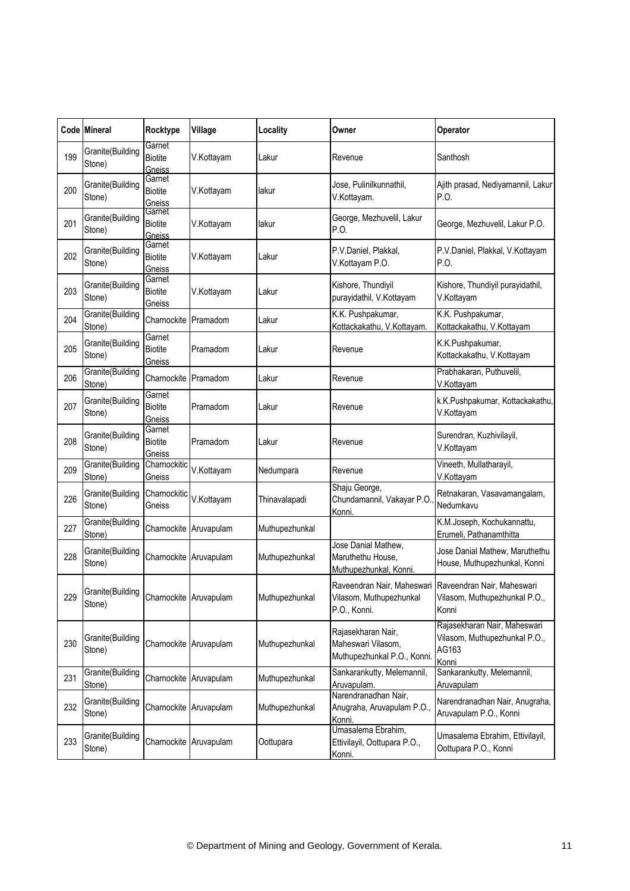| Code | Mineral | Rocktype | Village | Locality | Owner | Operator |
|---|---|---|---|---|---|---|
| 199 | Granite(Building Stone) | Garnet Biotite Gneiss | V.Kottayam | Lakur | Revenue | Santhosh |
| 200 | Granite(Building Stone) | Garnet Biotite Gneiss | V.Kottayam | lakur | Jose, Pulinilkunnathil, V.Kottayam. | Ajith prasad, Nediyamannil, Lakur P.O. |
| 201 | Granite(Building Stone) | Garnet Biotite Gneiss | V.Kottayam | lakur | George, Mezhuvelil, Lakur P.O. | George, Mezhuvelil, Lakur P.O. |
| 202 | Granite(Building Stone) | Garnet Biotite Gneiss | V.Kottayam | Lakur | P.V.Daniel, Plakkal, V.Kottayam P.O. | P.V.Daniel, Plakkal, V.Kottayam P.O. |
| 203 | Granite(Building Stone) | Garnet Biotite Gneiss | V.Kottayam | Lakur | Kishore, Thundiyil purayidathil, V.Kottayam | Kishore, Thundiyil purayidathil, V.Kottayam |
| 204 | Granite(Building Stone) | Charnockite | Pramadom | Lakur | K.K. Pushpakumar, Kottackakathu, V.Kottayam. | K.K. Pushpakumar, Kottackakathu, V.Kottayam |
| 205 | Granite(Building Stone) | Garnet Biotite Gneiss | Pramadom | Lakur | Revenue | K.K.Pushpakumar, Kottackakathu, V.Kottayam |
| 206 | Granite(Building Stone) | Charnockite | Pramadom | Lakur | Revenue | Prabhakaran, Puthuvelil, V.Kottayam |
| 207 | Granite(Building Stone) | Garnet Biotite Gneiss | Pramadom | Lakur | Revenue | k.K.Pushpakumar, Kottackakathu, V.Kottayam |
| 208 | Granite(Building Stone) | Garnet Biotite Gneiss | Pramadom | Lakur | Revenue | Surendran, Kuzhivilayil, V.Kottayam |
| 209 | Granite(Building Stone) | Charnockitic Gneiss | V.Kottayam | Nedumpara | Revenue | Vineeth, Mullatharayil, V.Kottayam |
| 226 | Granite(Building Stone) | Charnockitic Gneiss | V.Kottayam | Thinavalapadi | Shaju George, Chundamannil, Vakayar P.O., Konni. | Retnakaran, Vasavamangalam, Nedumkavu |
| 227 | Granite(Building Stone) | Charnockite | Aruvapulam | Muthupezhunkal | | K.M.Joseph, Kochukannattu, Erumeli, Pathanamthitta |
| 228 | Granite(Building Stone) | Charnockite | Aruvapulam | Muthupezhunkal | Jose Danial Mathew, Maruthethu House, Muthupezhunkal, Konni. | Jose Danial Mathew, Maruthethu House, Muthupezhunkal, Konni |
| 229 | Granite(Building Stone) | Charnockite | Aruvapulam | Muthupezhunkal | Raveendran Nair, Maheswari Vilasom, Muthupezhunkal P.O., Konni. | Raveendran Nair, Maheswari Vilasom, Muthupezhunkal P.O., Konni |
| 230 | Granite(Building Stone) | Charnockite | Aruvapulam | Muthupezhunkal | Rajasekharan Nair, Maheswari Vilasom, Muthupezhunkal P.O., Konni. | Rajasekharan Nair, Maheswari Vilasom, Muthupezhunkal P.O., AG163 Konni |
| 231 | Granite(Building Stone) | Charnockite | Aruvapulam | Muthupezhunkal | Sankarankutty, Melemannil, Aruvapulam. | Sankarankutty, Melemannil, Aruvapulam |
| 232 | Granite(Building Stone) | Charnockite | Aruvapulam | Muthupezhunkal | Narendranadhan Nair, Anugraha, Aruvapulam P.O., Konni. | Narendranadhan Nair, Anugraha, Aruvapulam P.O., Konni |
| 233 | Granite(Building Stone) | Charnockite | Aruvapulam | Oottupara | Umasalema Ebrahim, Ettivilayil, Oottupara P.O., Konni. | Umasalema Ebrahim, Ettivilayil, Oottupara P.O., Konni |

© Department of Mining and Geology, Government of Kerala.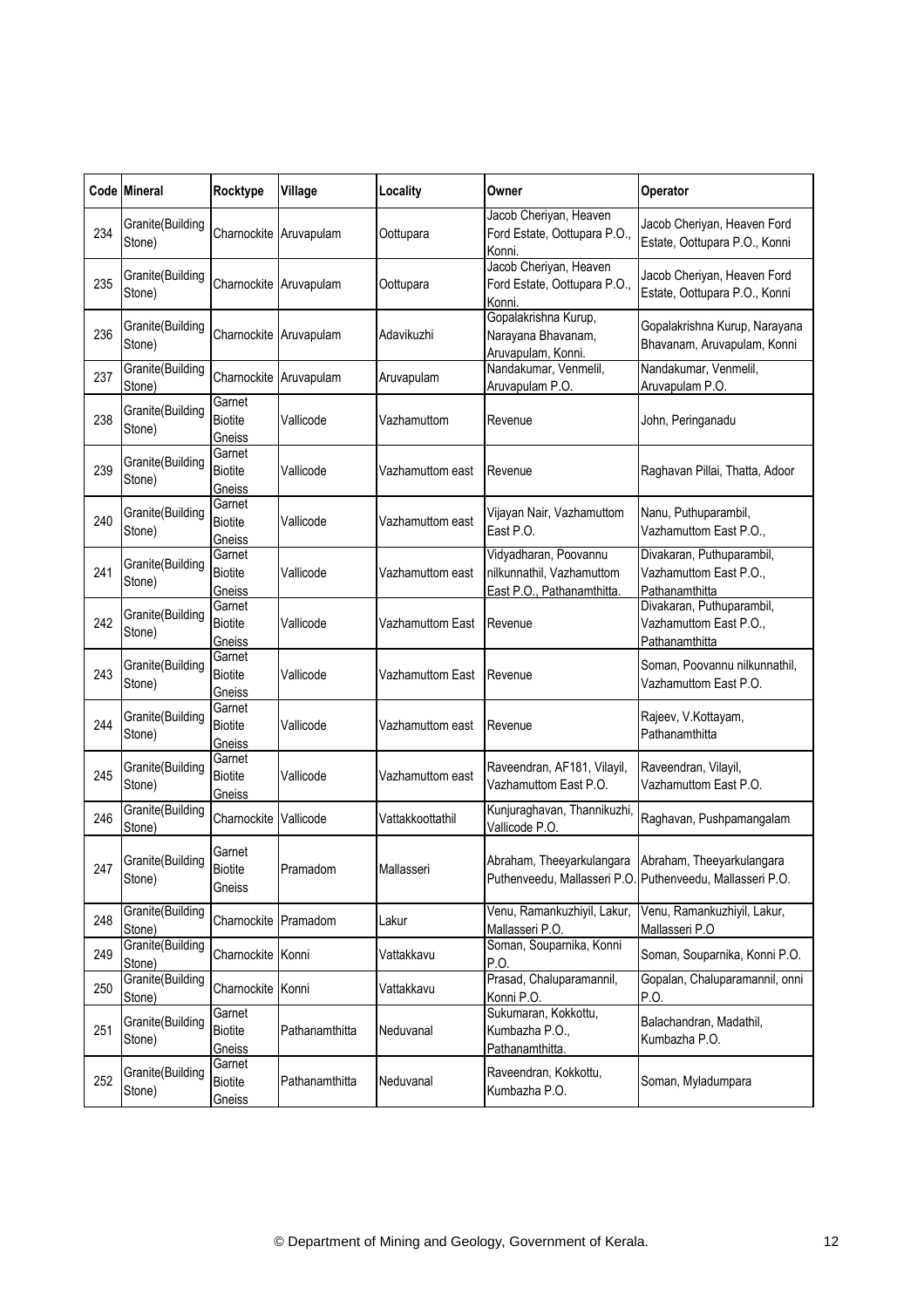| Code | Mineral | Rocktype | Village | Locality | Owner | Operator |
|---|---|---|---|---|---|---|
| 234 | Granite(Building Stone) | Charnockite | Aruvapulam | Oottupara | Jacob Cheriyan, Heaven Ford Estate, Oottupara P.O., Konni. | Jacob Cheriyan, Heaven Ford Estate, Oottupara P.O., Konni |
| 235 | Granite(Building Stone) | Charnockite | Aruvapulam | Oottupara | Jacob Cheriyan, Heaven Ford Estate, Oottupara P.O., Konni. | Jacob Cheriyan, Heaven Ford Estate, Oottupara P.O., Konni |
| 236 | Granite(Building Stone) | Charnockite | Aruvapulam | Adavikuzhi | Gopalakrishna Kurup, Narayana Bhavanam, Aruvapulam, Konni. | Gopalakrishna Kurup, Narayana Bhavanam, Aruvapulam, Konni |
| 237 | Granite(Building Stone) | Charnockite | Aruvapulam | Aruvapulam | Nandakumar, Venmelil, Aruvapulam P.O. | Nandakumar, Venmelil, Aruvapulam P.O. |
| 238 | Granite(Building Stone) | Garnet Biotite Gneiss | Vallicode | Vazhamuttom | Revenue | John, Peringanadu |
| 239 | Granite(Building Stone) | Garnet Biotite Gneiss | Vallicode | Vazhamuttom east | Revenue | Raghavan Pillai, Thatta, Adoor |
| 240 | Granite(Building Stone) | Garnet Biotite Gneiss | Vallicode | Vazhamuttom east | Vijayan Nair, Vazhamuttom East P.O. | Nanu, Puthuparambil, Vazhamuttom East P.O., |
| 241 | Granite(Building Stone) | Garnet Biotite Gneiss | Vallicode | Vazhamuttom east | Vidyadharan, Poovannu nilkunnathil, Vazhamuttom East P.O., Pathanamthitta. | Divakaran, Puthuparambil, Vazhamuttom East P.O., Pathanamthitta |
| 242 | Granite(Building Stone) | Garnet Biotite Gneiss | Vallicode | Vazhamuttom East | Revenue | Divakaran, Puthuparambil, Vazhamuttom East P.O., Pathanamthitta |
| 243 | Granite(Building Stone) | Garnet Biotite Gneiss | Vallicode | Vazhamuttom East | Revenue | Soman, Poovannu nilkunnathil, Vazhamuttom East P.O. |
| 244 | Granite(Building Stone) | Garnet Biotite Gneiss | Vallicode | Vazhamuttom east | Revenue | Rajeev, V.Kottayam, Pathanamthitta |
| 245 | Granite(Building Stone) | Garnet Biotite Gneiss | Vallicode | Vazhamuttom east | Raveendran, AF181, Vilayil, Vazhamuttom East P.O. | Raveendran, Vilayil, Vazhamuttom East P.O. |
| 246 | Granite(Building Stone) | Charnockite | Vallicode | Vattakkoottathil | Kunjuraghavan, Thannikuzhi, Vallicode P.O. | Raghavan, Pushpamangalam |
| 247 | Granite(Building Stone) | Garnet Biotite Gneiss | Pramadom | Mallasseri | Abraham, Theeyarkulangara Puthenveedu, Mallasseri P.O. | Abraham, Theeyarkulangara Puthenveedu, Mallasseri P.O. |
| 248 | Granite(Building Stone) | Charnockite | Pramadom | Lakur | Venu, Ramankuzhiyil, Lakur, Mallasseri P.O. | Venu, Ramankuzhiyil, Lakur, Mallasseri P.O |
| 249 | Granite(Building Stone) | Charnockite | Konni | Vattakkavu | Soman, Souparnika, Konni P.O. | Soman, Souparnika, Konni P.O. |
| 250 | Granite(Building Stone) | Charnockite | Konni | Vattakkavu | Prasad, Chaluparamannil, Konni P.O. | Gopalan, Chaluparamannil, onni P.O. |
| 251 | Granite(Building Stone) | Garnet Biotite Gneiss | Pathanamthitta | Neduvanal | Sukumaran, Kokkottu, Kumbazha P.O., Pathanamthitta. | Balachandran, Madathil, Kumbazha P.O. |
| 252 | Granite(Building Stone) | Garnet Biotite Gneiss | Pathanamthitta | Neduvanal | Raveendran, Kokkottu, Kumbazha P.O. | Soman, Myladumpara |

© Department of Mining and Geology, Government of Kerala.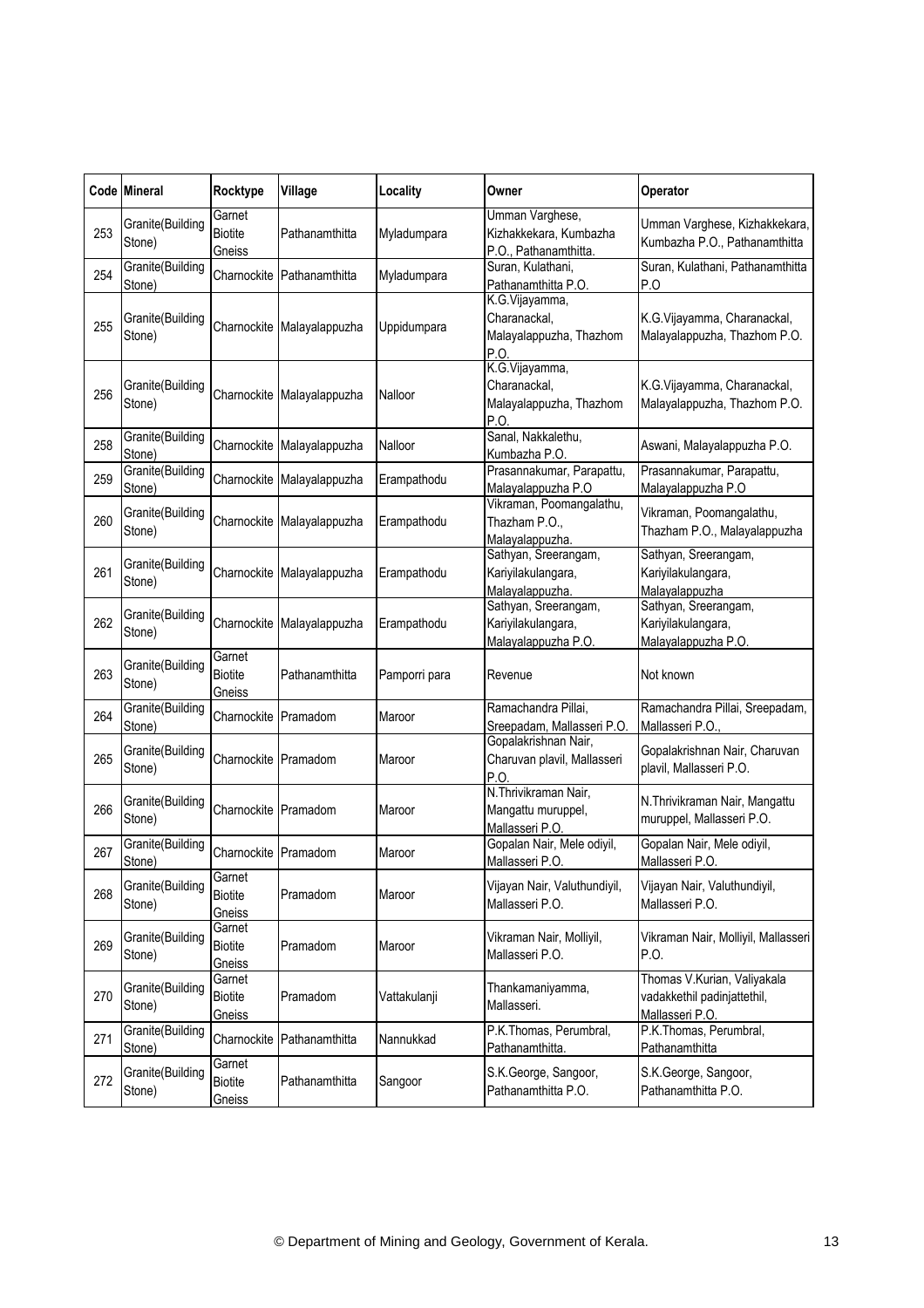| Code | Mineral | Rocktype | Village | Locality | Owner | Operator |
|---|---|---|---|---|---|---|
| 253 | Granite(Building Stone) | Garnet Biotite Gneiss | Pathanamthitta | Myladumpara | Umman Varghese, Kizhakkekara, Kumbazha P.O., Pathanamthitta. | Umman Varghese, Kizhakkekara, Kumbazha P.O., Pathanamthitta |
| 254 | Granite(Building Stone) | Charnockite | Pathanamthitta | Myladumpara | Suran, Kulathani, Pathanamthitta P.O. | Suran, Kulathani, Pathanamthitta P.O |
| 255 | Granite(Building Stone) | Charnockite | Malayalappuzha | Uppidumpara | K.G.Vijayamma, Charanackal, Malayalappuzha, Thazhom P.O. | K.G.Vijayamma, Charanackal, Malayalappuzha, Thazhom P.O. |
| 256 | Granite(Building Stone) | Charnockite | Malayalappuzha | Nalloor | K.G.Vijayamma, Charanackal, Malayalappuzha, Thazhom P.O. | K.G.Vijayamma, Charanackal, Malayalappuzha, Thazhom P.O. |
| 258 | Granite(Building Stone) | Charnockite | Malayalappuzha | Nalloor | Sanal, Nakkalethu, Kumbazha P.O. | Aswani, Malayalappuzha P.O. |
| 259 | Granite(Building Stone) | Charnockite | Malayalappuzha | Erampathodu | Prasannakumar, Parapattu, Malayalappuzha P.O | Prasannakumar, Parapattu, Malayalappuzha P.O |
| 260 | Granite(Building Stone) | Charnockite | Malayalappuzha | Erampathodu | Vikraman, Poomangalathu, Thazham P.O., Malayalappuzha. | Vikraman, Poomangalathu, Thazham P.O., Malayalappuzha |
| 261 | Granite(Building Stone) | Charnockite | Malayalappuzha | Erampathodu | Sathyan, Sreerangam, Kariyilakulangara, Malayalappuzha. | Sathyan, Sreerangam, Kariyilakulangara, Malayalappuzha |
| 262 | Granite(Building Stone) | Charnockite | Malayalappuzha | Erampathodu | Sathyan, Sreerangam, Kariyilakulangara, Malayalappuzha P.O. | Sathyan, Sreerangam, Kariyilakulangara, Malayalappuzha P.O. |
| 263 | Granite(Building Stone) | Garnet Biotite Gneiss | Pathanamthitta | Pamporri para | Revenue | Not known |
| 264 | Granite(Building Stone) | Charnockite | Pramadom | Maroor | Ramachandra Pillai, Sreepadam, Mallasseri P.O. | Ramachandra Pillai, Sreepadam, Mallasseri P.O., |
| 265 | Granite(Building Stone) | Charnockite | Pramadom | Maroor | Gopalakrishnan Nair, Charuvan plavil, Mallasseri P.O. | Gopalakrishnan Nair, Charuvan plavil, Mallasseri P.O. |
| 266 | Granite(Building Stone) | Charnockite | Pramadom | Maroor | N.Thrivikraman Nair, Mangattu muruppel, Mallasseri P.O. | N.Thrivikraman Nair, Mangattu muruppel, Mallasseri P.O. |
| 267 | Granite(Building Stone) | Charnockite | Pramadom | Maroor | Gopalan Nair, Mele odiyil, Mallasseri P.O. | Gopalan Nair, Mele odiyil, Mallasseri P.O. |
| 268 | Granite(Building Stone) | Garnet Biotite Gneiss | Pramadom | Maroor | Vijayan Nair, Valuthundiyil, Mallasseri P.O. | Vijayan Nair, Valuthundiyil, Mallasseri P.O. |
| 269 | Granite(Building Stone) | Garnet Biotite Gneiss | Pramadom | Maroor | Vikraman Nair, Molliyil, Mallasseri P.O. | Vikraman Nair, Molliyil, Mallasseri P.O. |
| 270 | Granite(Building Stone) | Garnet Biotite Gneiss | Pramadom | Vattakulanji | Thankamaniyamma, Mallasseri. | Thomas V.Kurian, Valiyakala vadakkethil padinjattethil, Mallasseri P.O. |
| 271 | Granite(Building Stone) | Charnockite | Pathanamthitta | Nannukkad | P.K.Thomas, Perumbral, Pathanamthitta. | P.K.Thomas, Perumbral, Pathanamthitta |
| 272 | Granite(Building Stone) | Garnet Biotite Gneiss | Pathanamthitta | Sangoor | S.K.George, Sangoor, Pathanamthitta P.O. | S.K.George, Sangoor, Pathanamthitta P.O. |

© Department of Mining and Geology, Government of Kerala.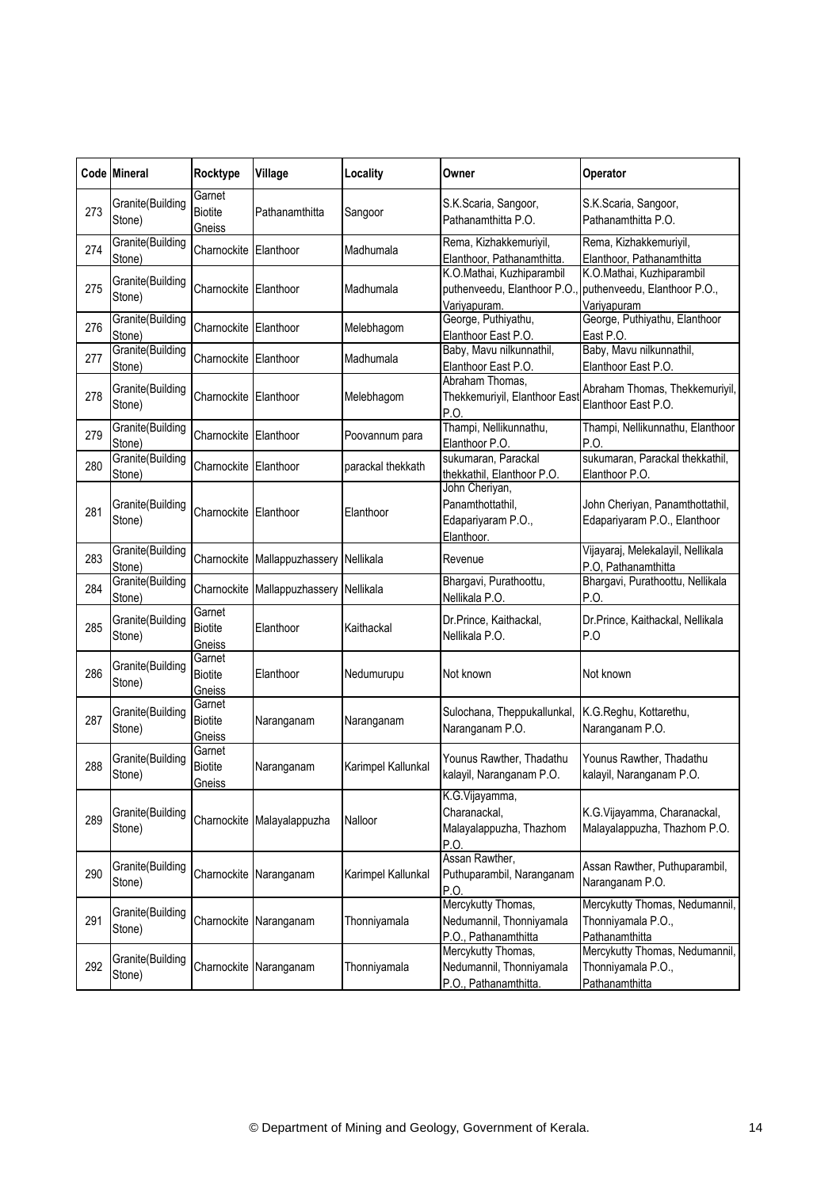| Code | Mineral | Rocktype | Village | Locality | Owner | Operator |
|---|---|---|---|---|---|---|
| 273 | Granite(Building Stone) | Garnet Biotite Gneiss | Pathanamthitta | Sangoor | S.K.Scaria, Sangoor, Pathanamthitta P.O. | S.K.Scaria, Sangoor, Pathanamthitta P.O. |
| 274 | Granite(Building Stone) | Charnockite | Elanthoor | Madhumala | Rema, Kizhakkemuriyil, Elanthoor, Pathanamthitta. | Rema, Kizhakkemuriyil, Elanthoor, Pathanamthitta |
| 275 | Granite(Building Stone) | Charnockite | Elanthoor | Madhumala | K.O.Mathai, Kuzhiparambil puthenveedu, Elanthoor P.O., Variyapuram. | K.O.Mathai, Kuzhiparambil puthenveedu, Elanthoor P.O., Variyapuram |
| 276 | Granite(Building Stone) | Charnockite | Elanthoor | Melebhagom | George, Puthiyathu, Elanthoor East P.O. | George, Puthiyathu, Elanthoor East P.O. |
| 277 | Granite(Building Stone) | Charnockite | Elanthoor | Madhumala | Baby, Mavu nilkunnathil, Elanthoor East P.O. | Baby, Mavu nilkunnathil, Elanthoor East P.O. |
| 278 | Granite(Building Stone) | Charnockite | Elanthoor | Melebhagom | Abraham Thomas, Thekkemuriyil, Elanthoor East P.O. | Abraham Thomas, Thekkemuriyil, Elanthoor East P.O. |
| 279 | Granite(Building Stone) | Charnockite | Elanthoor | Poovannum para | Thampi, Nellikunnathu, Elanthoor P.O. | Thampi, Nellikunnathu, Elanthoor P.O. |
| 280 | Granite(Building Stone) | Charnockite | Elanthoor | parackal thekkath | sukumaran, Parackal thekkathil, Elanthoor P.O. | sukumaran, Parackal thekkathil, Elanthoor P.O. |
| 281 | Granite(Building Stone) | Charnockite | Elanthoor | Elanthoor | John Cheriyan, Panamthottathil, Edapariyaram P.O., Elanthoor. | John Cheriyan, Panamthottathil, Edapariyaram P.O., Elanthoor |
| 283 | Granite(Building Stone) | Charnockite | Mallappuzhassery | Nellikala | Revenue | Vijayaraj, Melekalayil, Nellikala P.O, Pathanamthitta |
| 284 | Granite(Building Stone) | Charnockite | Mallappuzhassery | Nellikala | Bhargavi, Purathoottu, Nellikala P.O. | Bhargavi, Purathoottu, Nellikala P.O. |
| 285 | Granite(Building Stone) | Garnet Biotite Gneiss | Elanthoor | Kaithackal | Dr.Prince, Kaithackal, Nellikala P.O. | Dr.Prince, Kaithackal, Nellikala P.O |
| 286 | Granite(Building Stone) | Garnet Biotite Gneiss | Elanthoor | Nedumurupu | Not known | Not known |
| 287 | Granite(Building Stone) | Garnet Biotite Gneiss | Naranganam | Naranganam | Sulochana, Theppukallunkal, Naranganam P.O. | K.G.Reghu, Kottarethu, Naranganam P.O. |
| 288 | Granite(Building Stone) | Garnet Biotite Gneiss | Naranganam | Karimpel Kallunkal | Younus Rawther, Thadathu kalayil, Naranganam P.O. | Younus Rawther, Thadathu kalayil, Naranganam P.O. |
| 289 | Granite(Building Stone) | Charnockite | Malayalappuzha | Nalloor | K.G.Vijayamma, Charanackal, Malayalappuzha, Thazhom P.O. | K.G.Vijayamma, Charanackal, Malayalappuzha, Thazhom P.O. |
| 290 | Granite(Building Stone) | Charnockite | Naranganam | Karimpel Kallunkal | Assan Rawther, Puthuparambil, Naranganam P.O. | Assan Rawther, Puthuparambil, Naranganam P.O. |
| 291 | Granite(Building Stone) | Charnockite | Naranganam | Thonniyamala | Mercykutty Thomas, Nedumannil, Thonniyamala P.O., Pathanamthitta | Mercykutty Thomas, Nedumannil, Thonniyamala P.O., Pathanamthitta |
| 292 | Granite(Building Stone) | Charnockite | Naranganam | Thonniyamala | Mercykutty Thomas, Nedumannil, Thonniyamala P.O., Pathanamthitta. | Mercykutty Thomas, Nedumannil, Thonniyamala P.O., Pathanamthitta |

© Department of Mining and Geology, Government of Kerala.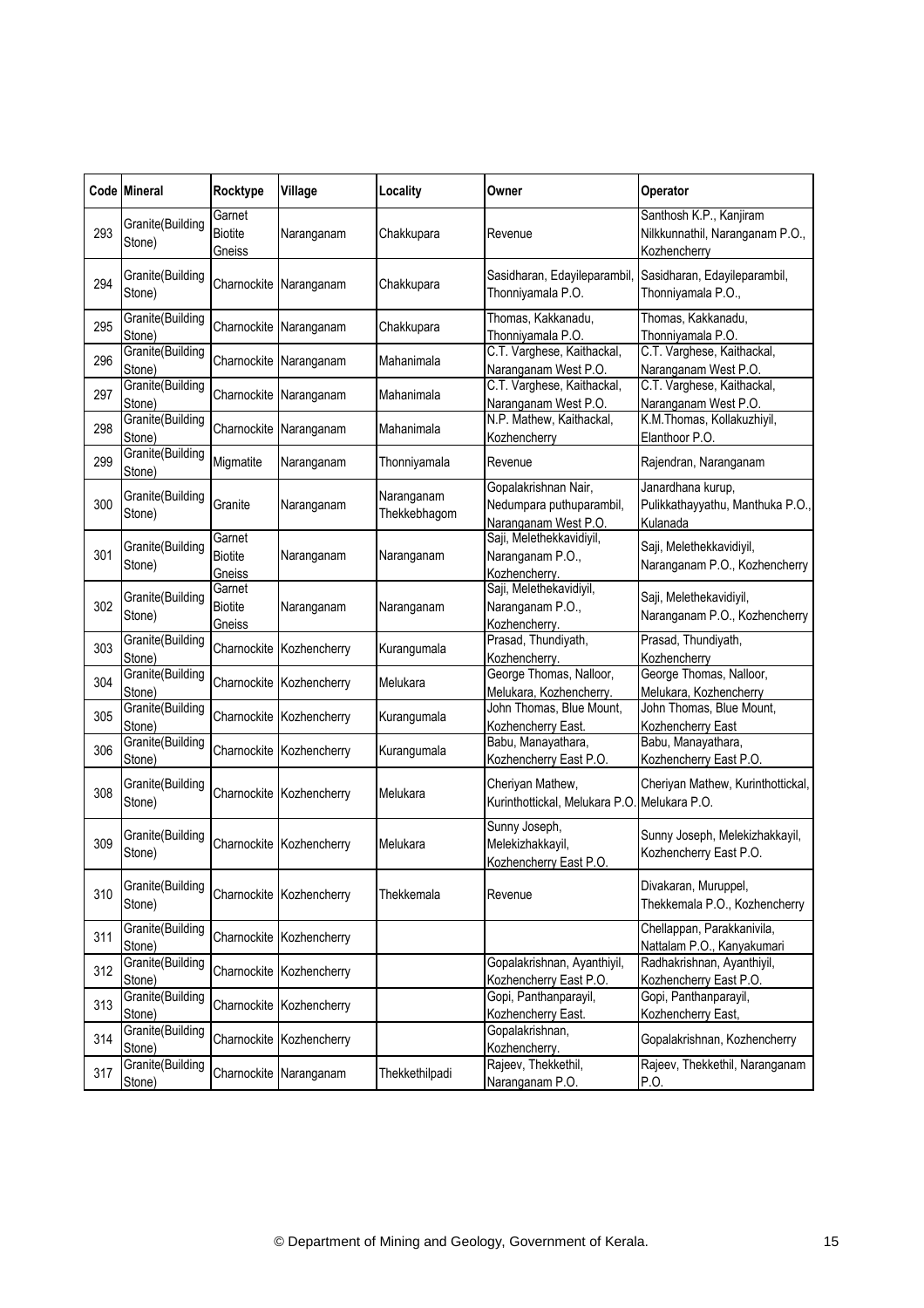| Code | Mineral | Rocktype | Village | Locality | Owner | Operator |
|---|---|---|---|---|---|---|
| 293 | Granite(Building Stone) | Garnet Biotite Gneiss | Naranganam | Chakkupara | Revenue | Santhosh K.P., Kanjiram Nilkkunnathil, Naranganam P.O., Kozhencherry |
| 294 | Granite(Building Stone) | Charnockite | Naranganam | Chakkupara | Sasidharan, Edayileparambil, Thonniyamala P.O. | Sasidharan, Edayileparambil, Thonniyamala P.O., |
| 295 | Granite(Building Stone) | Charnockite | Naranganam | Chakkupara | Thomas, Kakkanadu, Thonniyamala P.O. | Thomas, Kakkanadu, Thonniyamala P.O. |
| 296 | Granite(Building Stone) | Charnockite | Naranganam | Mahanimala | C.T. Varghese, Kaithackal, Naranganam West P.O. | C.T. Varghese, Kaithackal, Naranganam West P.O. |
| 297 | Granite(Building Stone) | Charnockite | Naranganam | Mahanimala | C.T. Varghese, Kaithackal, Naranganam West P.O. | C.T. Varghese, Kaithackal, Naranganam West P.O. |
| 298 | Granite(Building Stone) | Charnockite | Naranganam | Mahanimala | N.P. Mathew, Kaithackal, Kozhencherry | K.M.Thomas, Kollakuzhiyil, Elanthoor P.O. |
| 299 | Granite(Building Stone) | Migmatite | Naranganam | Thonniyamala | Revenue | Rajendran, Naranganam |
| 300 | Granite(Building Stone) | Granite | Naranganam | Naranganam Thekkebhagom | Gopalakrishnan Nair, Nedumpara puthuparambil, Naranganam West P.O. | Janardhana kurup, Pulikkathayyathu, Manthuka P.O., Kulanada |
| 301 | Granite(Building Stone) | Garnet Biotite Gneiss | Naranganam | Naranganam | Saji, Melethekkavidiyil, Naranganam P.O., Kozhencherry. | Saji, Melethekkavidiyil, Naranganam P.O., Kozhencherry |
| 302 | Granite(Building Stone) | Garnet Biotite Gneiss | Naranganam | Naranganam | Saji, Melethekavidiyil, Naranganam P.O., Kozhencherry. | Saji, Melethekkavidiyil, Naranganam P.O., Kozhencherry |
| 303 | Granite(Building Stone) | Charnockite | Kozhencherry | Kurangumala | Prasad, Thundiyath, Kozhencherry. | Prasad, Thundiyath, Kozhencherry |
| 304 | Granite(Building Stone) | Charnockite | Kozhencherry | Melukara | George Thomas, Nalloor, Melukara, Kozhencherry. | George Thomas, Nalloor, Melukara, Kozhencherry |
| 305 | Granite(Building Stone) | Charnockite | Kozhencherry | Kurangumala | John Thomas, Blue Mount, Kozhencherry East. | John Thomas, Blue Mount, Kozhencherry East |
| 306 | Granite(Building Stone) | Charnockite | Kozhencherry | Kurangumala | Babu, Manayathara, Kozhencherry East P.O. | Babu, Manayathara, Kozhencherry East P.O. |
| 308 | Granite(Building Stone) | Charnockite | Kozhencherry | Melukara | Cheriyan Mathew, Kurinthottickal, Melukara P.O. | Cheriyan Mathew, Kurinthottickal, Melukara P.O. |
| 309 | Granite(Building Stone) | Charnockite | Kozhencherry | Melukara | Sunny Joseph, Melekizhakkayil, Kozhencherry East P.O. | Sunny Joseph, Melekizhakkayil, Kozhencherry East P.O. |
| 310 | Granite(Building Stone) | Charnockite | Kozhencherry | Thekkemala | Revenue | Divakaran, Muruppel, Thekkemala P.O., Kozhencherry |
| 311 | Granite(Building Stone) | Charnockite | Kozhencherry | | | Chellappan, Parakkanivila, Nattalam P.O., Kanyakumari |
| 312 | Granite(Building Stone) | Charnockite | Kozhencherry | | Gopalakrishnan, Ayanthiyil, Kozhencherry East P.O. | Radhakrishnan, Ayanthiyil, Kozhencherry East P.O. |
| 313 | Granite(Building Stone) | Charnockite | Kozhencherry | | Gopi, Panthanparayil, Kozhencherry East. | Gopi, Panthanparayil, Kozhencherry East, |
| 314 | Granite(Building Stone) | Charnockite | Kozhencherry | | Gopalakrishnan, Kozhencherry. | Gopalakrishnan, Kozhencherry |
| 317 | Granite(Building Stone) | Charnockite | Naranganam | Thekkethilpadi | Rajeev, Thekkethil, Naranganam P.O. | Rajeev, Thekkethil, Naranganam P.O. |

© Department of Mining and Geology, Government of Kerala.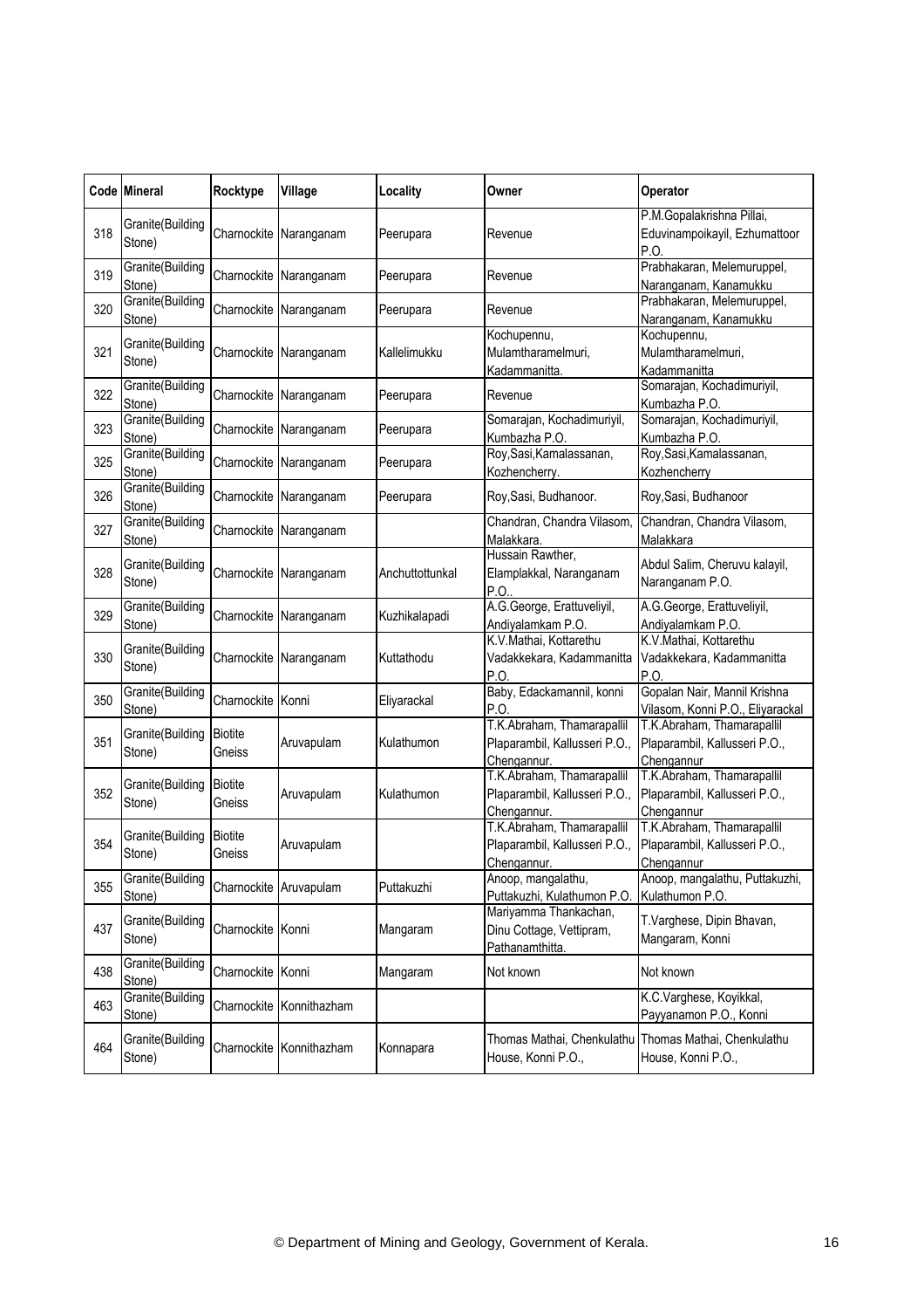| Code | Mineral | Rocktype | Village | Locality | Owner | Operator |
|---|---|---|---|---|---|---|
| 318 | Granite(Building Stone) | Charnockite | Naranganam | Peerupara | Revenue | P.M.Gopalakrishna Pillai, Eduvinampoikayil, Ezhumattoor P.O. |
| 319 | Granite(Building Stone) | Charnockite | Naranganam | Peerupara | Revenue | Prabhakaran, Melemuruppel, Naranganam, Kanamukku |
| 320 | Granite(Building Stone) | Charnockite | Naranganam | Peerupara | Revenue | Prabhakaran, Melemuruppel, Naranganam, Kanamukku |
| 321 | Granite(Building Stone) | Charnockite | Naranganam | Kallelimukku | Kochupennu, Mulamtharamelmuri, Kadammanitta. | Kochupennu, Mulamtharamelmuri, Kadammanitta |
| 322 | Granite(Building Stone) | Charnockite | Naranganam | Peerupara | Revenue | Somarajan, Kochadimuriyil, Kumbazha P.O. |
| 323 | Granite(Building Stone) | Charnockite | Naranganam | Peerupara | Somarajan, Kochadimuriyil, Kumbazha P.O. | Somarajan, Kochadimuriyil, Kumbazha P.O. |
| 325 | Granite(Building Stone) | Charnockite | Naranganam | Peerupara | Roy,Sasi,Kamalassanan, Kozhencherry. | Roy,Sasi,Kamalassanan, Kozhencherry |
| 326 | Granite(Building Stone) | Charnockite | Naranganam | Peerupara | Roy,Sasi, Budhanoor. | Roy,Sasi, Budhanoor |
| 327 | Granite(Building Stone) | Charnockite | Naranganam | | Chandran, Chandra Vilasom, Malakkara. | Chandran, Chandra Vilasom, Malakkara |
| 328 | Granite(Building Stone) | Charnockite | Naranganam | Anchuttottunkal | Hussain Rawther, Elamplakkal, Naranganam P.O.. | Abdul Salim, Cheruvu kalayil, Naranganam P.O. |
| 329 | Granite(Building Stone) | Charnockite | Naranganam | Kuzhikalapadi | A.G.George, Erattuveliyil, Andiyalamkam P.O. | A.G.George, Erattuveliyil, Andiyalamkam P.O. |
| 330 | Granite(Building Stone) | Charnockite | Naranganam | Kuttathodu | K.V.Mathai, Kottarethu Vadakkekara, Kadammanitta P.O. | K.V.Mathai, Kottarethu Vadakkekara, Kadammanitta P.O. |
| 350 | Granite(Building Stone) | Charnockite | Konni | Eliyarackal | Baby, Edackamannil, konni P.O. | Gopalan Nair, Mannil Krishna Vilasom, Konni P.O., Eliyarackal |
| 351 | Granite(Building Stone) | Biotite Gneiss | Aruvapulam | Kulathumon | T.K.Abraham, Thamarapallil Plaparambil, Kallusseri P.O., Chengannur. | T.K.Abraham, Thamarapallil Plaparambil, Kallusseri P.O., Chengannur |
| 352 | Granite(Building Stone) | Biotite Gneiss | Aruvapulam | Kulathumon | T.K.Abraham, Thamarapallil Plaparambil, Kallusseri P.O., Chengannur. | T.K.Abraham, Thamarapallil Plaparambil, Kallusseri P.O., Chengannur |
| 354 | Granite(Building Stone) | Biotite Gneiss | Aruvapulam | | T.K.Abraham, Thamarapallil Plaparambil, Kallusseri P.O., Chengannur. | T.K.Abraham, Thamarapallil Plaparambil, Kallusseri P.O., Chengannur |
| 355 | Granite(Building Stone) | Charnockite | Aruvapulam | Puttakuzhi | Anoop, mangalathu, Puttakuzhi, Kulathumon P.O. | Anoop, mangalathu, Puttakuzhi, Kulathumon P.O. |
| 437 | Granite(Building Stone) | Charnockite | Konni | Mangaram | Mariyamma Thankachan, Dinu Cottage, Vettipram, Pathanamthitta. | T.Varghese, Dipin Bhavan, Mangaram, Konni |
| 438 | Granite(Building Stone) | Charnockite | Konni | Mangaram | Not known | Not known |
| 463 | Granite(Building Stone) | Charnockite | Konnithazham | | | K.C.Varghese, Koyikkal, Payyanamon P.O., Konni |
| 464 | Granite(Building Stone) | Charnockite | Konnithazham | Konnapara | Thomas Mathai, Chenkulathu House, Konni P.O., | Thomas Mathai, Chenkulathu House, Konni P.O., |

© Department of Mining and Geology, Government of Kerala.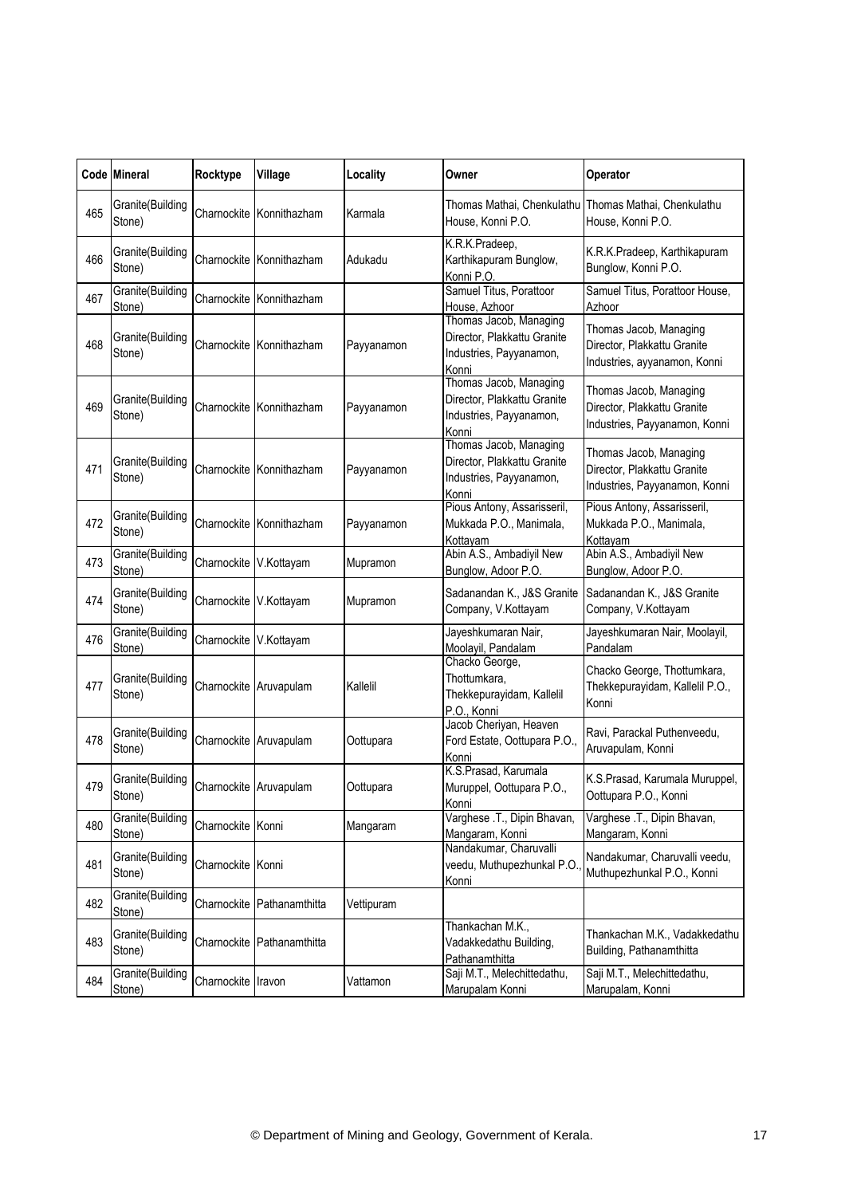| Code | Mineral | Rocktype | Village | Locality | Owner | Operator |
|---|---|---|---|---|---|---|
| 465 | Granite(Building Stone) | Charnockite | Konnithazham | Karmala | Thomas Mathai, Chenkulathu House, Konni P.O. | Thomas Mathai, Chenkulathu House, Konni P.O. |
| 466 | Granite(Building Stone) | Charnockite | Konnithazham | Adukadu | K.R.K.Pradeep, Karthikapuram Bunglow, Konni P.O. | K.R.K.Pradeep, Karthikapuram Bunglow, Konni P.O. |
| 467 | Granite(Building Stone) | Charnockite | Konnithazham | | Samuel Titus, Porattoor House, Azhoor | Samuel Titus, Porattoor House, Azhoor |
| 468 | Granite(Building Stone) | Charnockite | Konnithazham | Payyanamon | Thomas Jacob, Managing Director, Plakkattu Granite Industries, Payyanamon, Konni | Thomas Jacob, Managing Director, Plakkattu Granite Industries, ayyanamon, Konni |
| 469 | Granite(Building Stone) | Charnockite | Konnithazham | Payyanamon | Thomas Jacob, Managing Director, Plakkattu Granite Industries, Payyanamon, Konni | Thomas Jacob, Managing Director, Plakkattu Granite Industries, Payyanamon, Konni |
| 471 | Granite(Building Stone) | Charnockite | Konnithazham | Payyanamon | Thomas Jacob, Managing Director, Plakkattu Granite Industries, Payyanamon, Konni | Thomas Jacob, Managing Director, Plakkattu Granite Industries, Payyanamon, Konni |
| 472 | Granite(Building Stone) | Charnockite | Konnithazham | Payyanamon | Pious Antony, Assarisseril, Mukkada P.O., Manimala, Kottayam | Pious Antony, Assarisseril, Mukkada P.O., Manimala, Kottayam |
| 473 | Granite(Building Stone) | Charnockite | V.Kottayam | Mupramon | Abin A.S., Ambadiyil New Bunglow, Adoor P.O. | Abin A.S., Ambadiyil New Bunglow, Adoor P.O. |
| 474 | Granite(Building Stone) | Charnockite | V.Kottayam | Mupramon | Sadanandan K., J&S Granite Company, V.Kottayam | Sadanandan K., J&S Granite Company, V.Kottayam |
| 476 | Granite(Building Stone) | Charnockite | V.Kottayam | | Jayeshkumaran Nair, Moolayil, Pandalam | Jayeshkumaran Nair, Moolayil, Pandalam |
| 477 | Granite(Building Stone) | Charnockite | Aruvapulam | Kallelil | Chacko George, Thottumkara, Thekkepurayidam, Kallelil P.O., Konni | Chacko George, Thottumkara, Thekkepurayidam, Kallelil P.O., Konni |
| 478 | Granite(Building Stone) | Charnockite | Aruvapulam | Oottupara | Jacob Cheriyan, Heaven Ford Estate, Oottupara P.O., Konni | Ravi, Parackal Puthenveedu, Aruvapulam, Konni |
| 479 | Granite(Building Stone) | Charnockite | Aruvapulam | Oottupara | K.S.Prasad, Karumala Muruppel, Oottupara P.O., Konni | K.S.Prasad, Karumala Muruppel, Oottupara P.O., Konni |
| 480 | Granite(Building Stone) | Charnockite | Konni | Mangaram | Varghese .T., Dipin Bhavan, Mangaram, Konni | Varghese .T., Dipin Bhavan, Mangaram, Konni |
| 481 | Granite(Building Stone) | Charnockite | Konni | | Nandakumar, Charuvalli veedu, Muthupezhunkal P.O., Konni | Nandakumar, Charuvalli veedu, Muthupezhunkal P.O., Konni |
| 482 | Granite(Building Stone) | Charnockite | Pathanamthitta | Vettipuram | | |
| 483 | Granite(Building Stone) | Charnockite | Pathanamthitta | | Thankachan M.K., Vadakkedathu Building, Pathanamthitta | Thankachan M.K., Vadakkedathu Building, Pathanamthitta |
| 484 | Granite(Building Stone) | Charnockite | Iravon | Vattamon | Saji M.T., Melechittedathu, Marupalam Konni | Saji M.T., Melechittedathu, Marupalam, Konni |

© Department of Mining and Geology, Government of Kerala.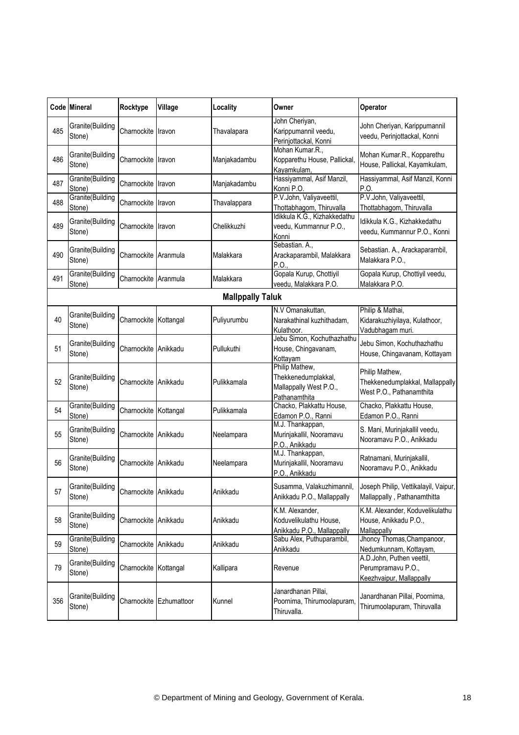| Code | Mineral | Rocktype | Village | Locality | Owner | Operator |
|---|---|---|---|---|---|---|
| 485 | Granite(Building Stone) | Charnockite | Iravon | Thavalapara | John Cheriyan, Karippumannil veedu, Perinjottackal, Konni | John Cheriyan, Karippumannil veedu, Perinjottackal, Konni |
| 486 | Granite(Building Stone) | Charnockite | Iravon | Manjakadambu | Mohan Kumar.R., Kopparethu House, Pallickal, Kayamkulam, | Mohan Kumar.R., Kopparethu House, Pallickal, Kayamkulam, |
| 487 | Granite(Building Stone) | Charnockite | Iravon | Manjakadambu | Hassiyammal, Asif Manzil, Konni P.O. | Hassiyammal, Asif Manzil, Konni P.O. |
| 488 | Granite(Building Stone) | Charnockite | Iravon | Thavalappara | P.V.John, Valiyaveettil, Thottabhagom, Thiruvalla | P.V.John, Valiyaveettil, Thottabhagom, Thiruvalla |
| 489 | Granite(Building Stone) | Charnockite | Iravon | Chelikkuzhi | Idikkula K.G., Kizhakkedathu veedu, Kummannur P.O., Konni | Idikkula K.G., Kizhakkedathu veedu, Kummannur P.O., Konni |
| 490 | Granite(Building Stone) | Charnockite | Aranmula | Malakkara | Sebastian. A., Arackaparambil, Malakkara P.O., | Sebastian. A., Arackaparambil, Malakkara P.O., |
| 491 | Granite(Building Stone) | Charnockite | Aranmula | Malakkara | Gopala Kurup, Chottiyil veedu, Malakkara P.O. | Gopala Kurup, Chottiyil veedu, Malakkara P.O. |
| | | | | **Mallppally Taluk** | | |
| 40 | Granite(Building Stone) | Charnockite | Kottangal | Puliyurumbu | N.V Omanakuttan, Narakathinal kuzhithadam, Kulathoor. | Philip & Mathai, Kidarakuzhiyilaya, Kulathoor, Vadubhagam muri. |
| 51 | Granite(Building Stone) | Charnockite | Anikkadu | Pullukuthi | Jebu Simon, Kochuthazhathu House, Chingavanam, Kottayam | Jebu Simon, Kochuthazhathu House, Chingavanam, Kottayam |
| 52 | Granite(Building Stone) | Charnockite | Anikkadu | Pulikkamala | Philip Mathew, Thekkenedumplakkal, Mallappally West P.O., Pathanamthita | Philip Mathew, Thekkenedumplakkal, Mallappally West P.O., Pathanamthita |
| 54 | Granite(Building Stone) | Charnockite | Kottangal | Pulikkamala | Chacko, Plakkattu House, Edamon P.O., Ranni | Chacko, Plakkattu House, Edamon P.O., Ranni |
| 55 | Granite(Building Stone) | Charnockite | Anikkadu | Neelampara | M.J. Thankappan, Murinjakallil, Nooramavu P.O., Anikkadu | S. Mani, Murinjakallil veedu, Nooramavu P.O., Anikkadu |
| 56 | Granite(Building Stone) | Charnockite | Anikkadu | Neelampara | M.J. Thankappan, Murinjakallil, Nooramavu P.O., Anikkadu | Ratnamani, Murinjakallil, Nooramavu P.O., Anikkadu |
| 57 | Granite(Building Stone) | Charnockite | Anikkadu | Anikkadu | Susamma, Valakuzhimannil, Anikkadu P.O., Mallappally | Joseph Philip, Vettikalayil, Vaipur, Mallappally , Pathanamthitta |
| 58 | Granite(Building Stone) | Charnockite | Anikkadu | Anikkadu | K.M. Alexander, Koduvelikulathu House, Anikkadu P.O., Mallappally | K.M. Alexander, Koduvelikulathu House, Anikkadu P.O., Mallappally |
| 59 | Granite(Building Stone) | Charnockite | Anikkadu | Anikkadu | Sabu Alex, Puthuparambil, Anikkadu | Jhoncy Thomas,Champanoor, Nedumkunnam, Kottayam, |
| 79 | Granite(Building Stone) | Charnockite | Kottangal | Kallipara | Revenue | A.D.John, Puthen veettil, Perumpramavu P.O., Keezhvaipur, Mallappally |
| 356 | Granite(Building Stone) | Charnockite | Ezhumattoor | Kunnel | Janardhanan Pillai, Poornima, Thirumoolapuram, Thiruvalla. | Janardhanan Pillai, Poornima, Thirumoolapuram, Thiruvalla |

© Department of Mining and Geology, Government of Kerala.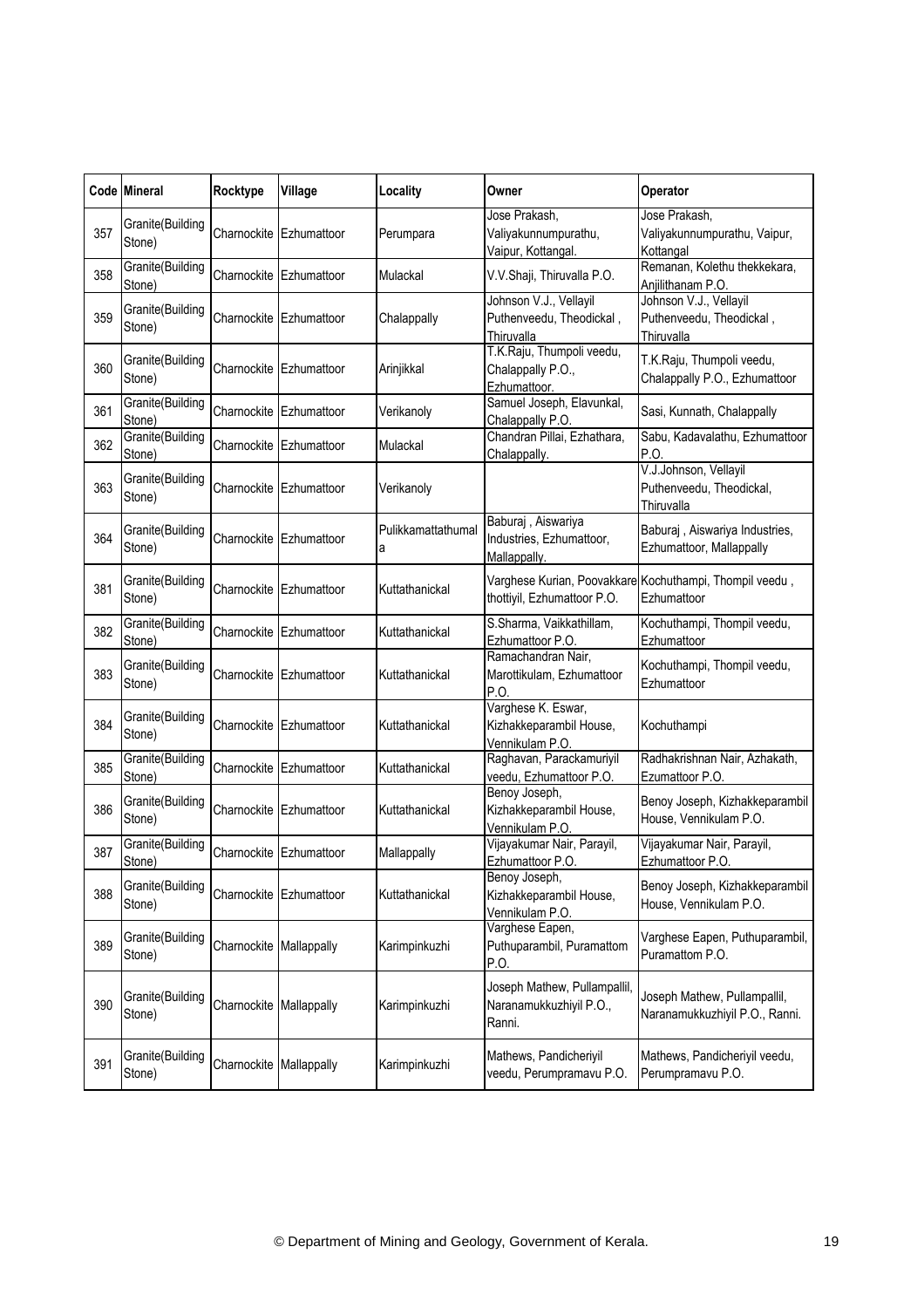| Code | Mineral | Rocktype | Village | Locality | Owner | Operator |
|---|---|---|---|---|---|---|
| 357 | Granite(Building Stone) | Charnockite | Ezhumattoor | Perumpara | Jose Prakash, Valiyakunnumpurathu, Vaipur, Kottangal. | Jose Prakash, Valiyakunnumpurathu, Vaipur, Kottangal |
| 358 | Granite(Building Stone) | Charnockite | Ezhumattoor | Mulackal | V.V.Shaji, Thiruvalla P.O. | Remanan, Kolethu thekkekara, Anjilithanam P.O. |
| 359 | Granite(Building Stone) | Charnockite | Ezhumattoor | Chalappally | Johnson V.J., Vellayil Puthenveedu, Theodickal , Thiruvalla | Johnson V.J., Vellayil Puthenveedu, Theodickal , Thiruvalla |
| 360 | Granite(Building Stone) | Charnockite | Ezhumattoor | Arinjikkal | T.K.Raju, Thumpoli veedu, Chalappally P.O., Ezhumattoor. | T.K.Raju, Thumpoli veedu, Chalappally P.O., Ezhumattoor |
| 361 | Granite(Building Stone) | Charnockite | Ezhumattoor | Verikanoly | Samuel Joseph, Elavunkal, Chalappally P.O. | Sasi, Kunnath, Chalappally |
| 362 | Granite(Building Stone) | Charnockite | Ezhumattoor | Mulackal | Chandran Pillai, Ezhathara, Chalappally. | Sabu, Kadavalathu, Ezhumattoor P.O. |
| 363 | Granite(Building Stone) | Charnockite | Ezhumattoor | Verikanoly | | V.J.Johnson, Vellayil Puthenveedu, Theodickal, Thiruvalla |
| 364 | Granite(Building Stone) | Charnockite | Ezhumattoor | Pulikkamattathumala | Baburaj , Aiswariya Industries, Ezhumattoor, Mallappally. | Baburaj , Aiswariya Industries, Ezhumattoor, Mallappally |
| 381 | Granite(Building Stone) | Charnockite | Ezhumattoor | Kuttathanickal | Varghese Kurian, Poovakkare thottiyil, Ezhumattoor P.O. | Kochuthampi, Thompil veedu , Ezhumattoor |
| 382 | Granite(Building Stone) | Charnockite | Ezhumattoor | Kuttathanickal | S.Sharma, Vaikkathillam, Ezhumattoor P.O. | Kochuthampi, Thompil veedu, Ezhumattoor |
| 383 | Granite(Building Stone) | Charnockite | Ezhumattoor | Kuttathanickal | Ramachandran Nair, Marottikulam, Ezhumattoor P.O. | Kochuthampi, Thompil veedu, Ezhumattoor |
| 384 | Granite(Building Stone) | Charnockite | Ezhumattoor | Kuttathanickal | Varghese K. Eswar, Kizhakkeparambil House, Vennikulam P.O. | Kochuthampi |
| 385 | Granite(Building Stone) | Charnockite | Ezhumattoor | Kuttathanickal | Raghavan, Parackamuriyil veedu, Ezhumattoor P.O. | Radhakrishnan Nair, Azhakath, Ezumattoor P.O. |
| 386 | Granite(Building Stone) | Charnockite | Ezhumattoor | Kuttathanickal | Benoy Joseph, Kizhakkeparambil House, Vennikulam P.O. | Benoy Joseph, Kizhakkeparambil House, Vennikulam P.O. |
| 387 | Granite(Building Stone) | Charnockite | Ezhumattoor | Mallappally | Vijayakumar Nair, Parayil, Ezhumattoor P.O. | Vijayakumar Nair, Parayil, Ezhumattoor P.O. |
| 388 | Granite(Building Stone) | Charnockite | Ezhumattoor | Kuttathanickal | Benoy Joseph, Kizhakkeparambil House, Vennikulam P.O. | Benoy Joseph, Kizhakkeparambil House, Vennikulam P.O. |
| 389 | Granite(Building Stone) | Charnockite | Mallappally | Karimpinkuzhi | Varghese Eapen, Puthuparambil, Puramattom P.O. | Varghese Eapen, Puthuparambil, Puramattom P.O. |
| 390 | Granite(Building Stone) | Charnockite | Mallappally | Karimpinkuzhi | Joseph Mathew, Pullampallil, Naranamukkuzhiyil P.O., Ranni. | Joseph Mathew, Pullampallil, Naranamukkuzhiyil P.O., Ranni. |
| 391 | Granite(Building Stone) | Charnockite | Mallappally | Karimpinkuzhi | Mathews, Pandicheriyil veedu, Perumpramavu P.O. | Mathews, Pandicheriyil veedu, Perumpramavu P.O. |

© Department of Mining and Geology, Government of Kerala.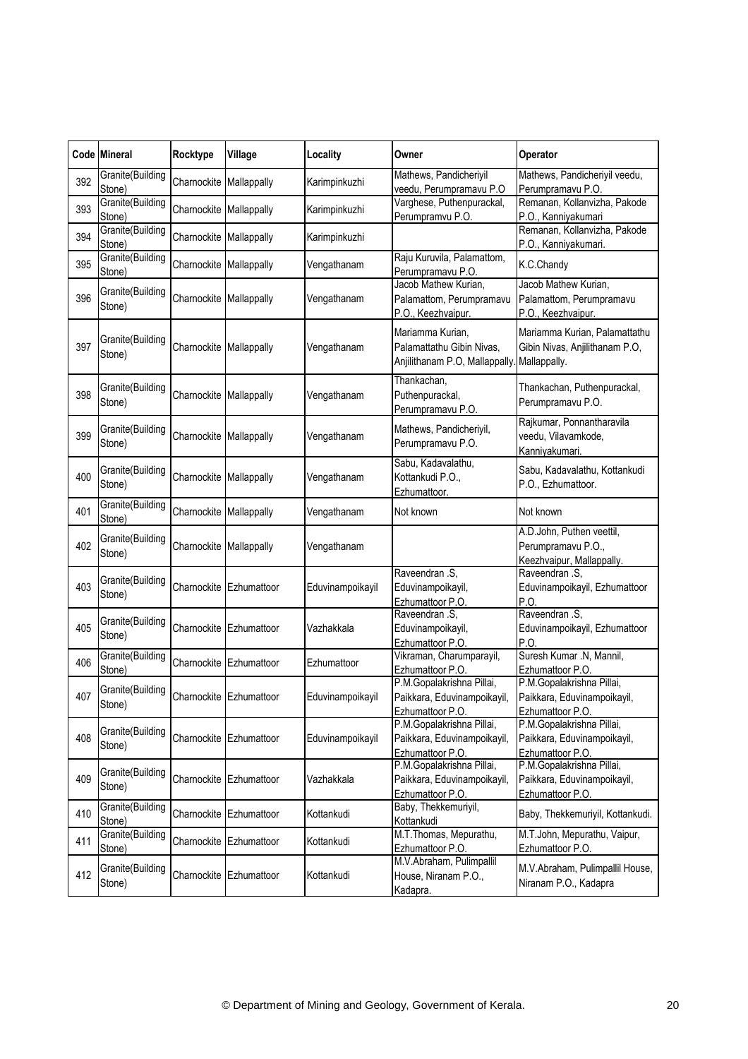| Code | Mineral | Rocktype | Village | Locality | Owner | Operator |
|---|---|---|---|---|---|---|
| 392 | Granite(Building Stone) | Charnockite | Mallappally | Karimpinkuzhi | Mathews, Pandicheriyil veedu, Perumpramavu P.O | Mathews, Pandicheriyil veedu, Perumpramavu P.O. |
| 393 | Granite(Building Stone) | Charnockite | Mallappally | Karimpinkuzhi | Varghese, Puthenpurackal, Perumpramvu P.O. | Remanan, Kollanvizha, Pakode P.O., Kanniyakumari |
| 394 | Granite(Building Stone) | Charnockite | Mallappally | Karimpinkuzhi | | Remanan, Kollanvizha, Pakode P.O., Kanniyakumari. |
| 395 | Granite(Building Stone) | Charnockite | Mallappally | Vengathanam | Raju Kuruvila, Palamattom, Perumpramavu P.O. | K.C.Chandy |
| 396 | Granite(Building Stone) | Charnockite | Mallappally | Vengathanam | Jacob Mathew Kurian, Palamattom, Perumpramavu P.O., Keezhvaipur. | Jacob Mathew Kurian, Palamattom, Perumpramavu P.O., Keezhvaipur. |
| 397 | Granite(Building Stone) | Charnockite | Mallappally | Vengathanam | Mariamma Kurian, Palamattathu Gibin Nivas, Anjilithanam P.O, Mallappally. | Mariamma Kurian, Palamattathu Gibin Nivas, Anjilithanam P.O, Mallappally. |
| 398 | Granite(Building Stone) | Charnockite | Mallappally | Vengathanam | Thankachan, Puthenpurackal, Perumpramavu P.O. | Thankachan, Puthenpurackal, Perumpramavu P.O. |
| 399 | Granite(Building Stone) | Charnockite | Mallappally | Vengathanam | Mathews, Pandicheriyil, Perumpramavu P.O. | Rajkumar, Ponnantharavila veedu, Vilavamkode, Kanniyakumari. |
| 400 | Granite(Building Stone) | Charnockite | Mallappally | Vengathanam | Sabu, Kadavalathu, Kottankudi P.O., Ezhumattoor. | Sabu, Kadavalathu, Kottankudi P.O., Ezhumattoor. |
| 401 | Granite(Building Stone) | Charnockite | Mallappally | Vengathanam | Not known | Not known |
| 402 | Granite(Building Stone) | Charnockite | Mallappally | Vengathanam | | A.D.John, Puthen veettil, Perumpramavu P.O., Keezhvaipur, Mallappally. |
| 403 | Granite(Building Stone) | Charnockite | Ezhumattoor | Eduvinampoikayil | Raveendran .S, Eduvinampoikayil, Ezhumattoor P.O. | Raveendran .S, Eduvinampoikayil, Ezhumattoor P.O. |
| 405 | Granite(Building Stone) | Charnockite | Ezhumattoor | Vazhakkala | Raveendran .S, Eduvinampoikayil, Ezhumattoor P.O. | Raveendran .S, Eduvinampoikayil, Ezhumattoor P.O. |
| 406 | Granite(Building Stone) | Charnockite | Ezhumattoor | Ezhumattoor | Vikraman, Charumparayil, Ezhumattoor P.O. | Suresh Kumar .N, Mannil, Ezhumattoor P.O. |
| 407 | Granite(Building Stone) | Charnockite | Ezhumattoor | Eduvinampoikayil | P.M.Gopalakrishna Pillai, Paikkara, Eduvinampoikayil, Ezhumattoor P.O. | P.M.Gopalakrishna Pillai, Paikkara, Eduvinampoikayil, Ezhumattoor P.O. |
| 408 | Granite(Building Stone) | Charnockite | Ezhumattoor | Eduvinampoikayil | P.M.Gopalakrishna Pillai, Paikkara, Eduvinampoikayil, Ezhumattoor P.O. | P.M.Gopalakrishna Pillai, Paikkara, Eduvinampoikayil, Ezhumattoor P.O. |
| 409 | Granite(Building Stone) | Charnockite | Ezhumattoor | Vazhakkala | P.M.Gopalakrishna Pillai, Paikkara, Eduvinampoikayil, Ezhumattoor P.O. | P.M.Gopalakrishna Pillai, Paikkara, Eduvinampoikayil, Ezhumattoor P.O. |
| 410 | Granite(Building Stone) | Charnockite | Ezhumattoor | Kottankudi | Baby, Thekkemuriyil, Kottankudi | Baby, Thekkemuriyil, Kottankudi. |
| 411 | Granite(Building Stone) | Charnockite | Ezhumattoor | Kottankudi | M.T.Thomas, Mepurathu, Ezhumattoor P.O. | M.T.John, Mepurathu, Vaipur, Ezhumattoor P.O. |
| 412 | Granite(Building Stone) | Charnockite | Ezhumattoor | Kottankudi | M.V.Abraham, Pulimpallil House, Niranam P.O., Kadapra. | M.V.Abraham, Pulimpallil House, Niranam P.O., Kadapra |

© Department of Mining and Geology, Government of Kerala.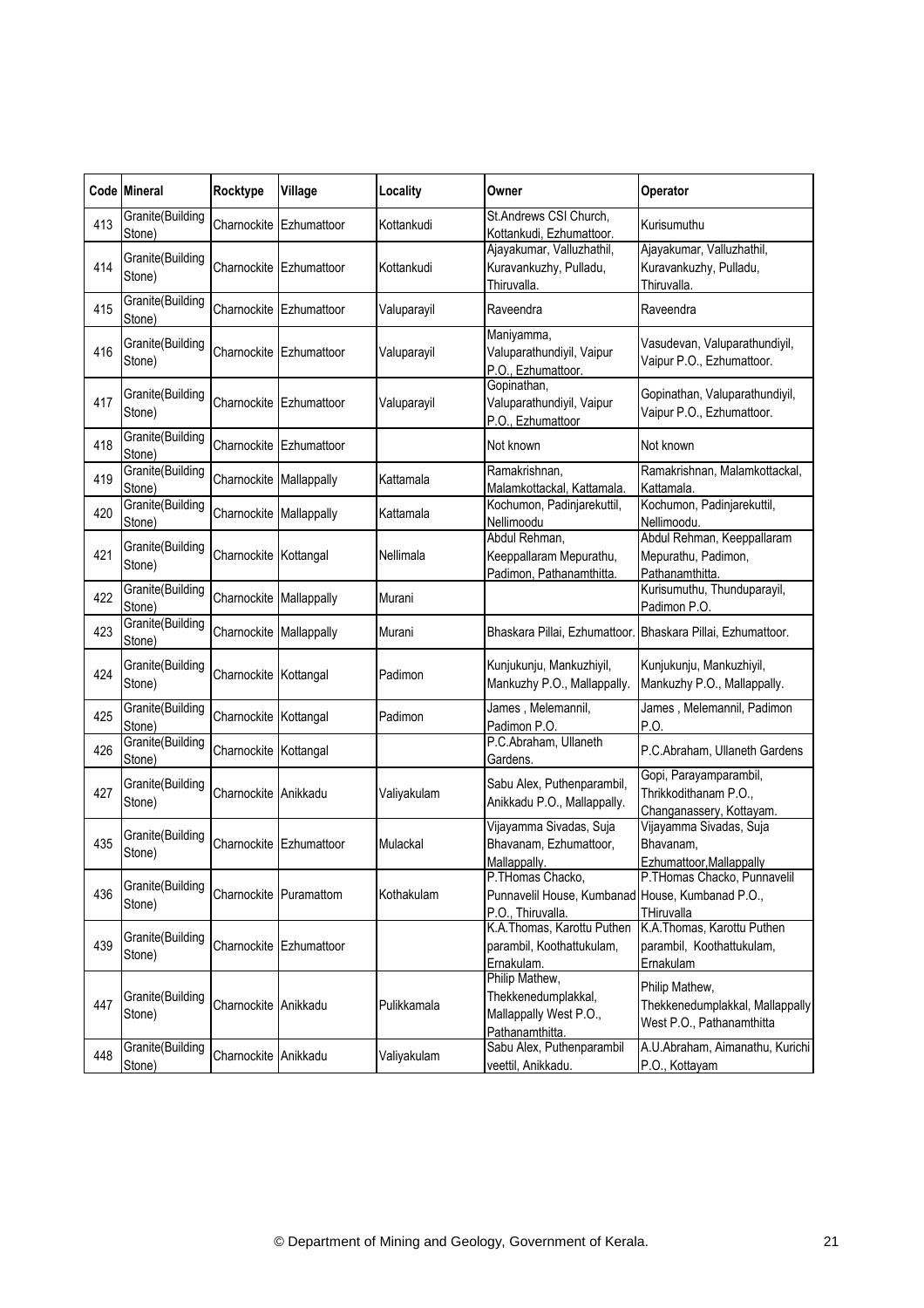| Code | Mineral | Rocktype | Village | Locality | Owner | Operator |
|---|---|---|---|---|---|---|
| 413 | Granite(Building Stone) | Charnockite | Ezhumattoor | Kottankudi | St.Andrews CSI Church, Kottankudi, Ezhumattoor. | Kurisumuthu |
| 414 | Granite(Building Stone) | Charnockite | Ezhumattoor | Kottankudi | Ajayakumar, Valluzhathil, Kuravankuzhy, Pulladu, Thiruvalla. | Ajayakumar, Valluzhathil, Kuravankuzhy, Pulladu, Thiruvalla. |
| 415 | Granite(Building Stone) | Charnockite | Ezhumattoor | Valuparayil | Raveendra | Raveendra |
| 416 | Granite(Building Stone) | Charnockite | Ezhumattoor | Valuparayil | Maniyamma, Valuparathundiyil, Vaipur P.O., Ezhumattoor. | Vasudevan, Valuparathundiyil, Vaipur P.O., Ezhumattoor. |
| 417 | Granite(Building Stone) | Charnockite | Ezhumattoor | Valuparayil | Gopinathan, Valuparathundiyil, Vaipur P.O., Ezhumattoor | Gopinathan, Valuparathundiyil, Vaipur P.O., Ezhumattoor. |
| 418 | Granite(Building Stone) | Charnockite | Ezhumattoor | | Not known | Not known |
| 419 | Granite(Building Stone) | Charnockite | Mallappally | Kattamala | Ramakrishnan, Malamkottackal, Kattamala. | Ramakrishnan, Malamkottackal, Kattamala. |
| 420 | Granite(Building Stone) | Charnockite | Mallappally | Kattamala | Kochumon, Padinjarekuttil, Nellimoodu | Kochumon, Padinjarekuttil, Nellimoodu. |
| 421 | Granite(Building Stone) | Charnockite | Kottangal | Nellimala | Abdul Rehman, Keeppallaram Mepurathu, Padimon, Pathanamthitta. | Abdul Rehman, Keeppallaram Mepurathu, Padimon, Pathanamthitta. |
| 422 | Granite(Building Stone) | Charnockite | Mallappally | Murani | | Kurisumuthu, Thunduparayil, Padimon P.O. |
| 423 | Granite(Building Stone) | Charnockite | Mallappally | Murani | Bhaskara Pillai, Ezhumattoor. | Bhaskara Pillai, Ezhumattoor. |
| 424 | Granite(Building Stone) | Charnockite | Kottangal | Padimon | Kunjukunju, Mankuzhiyil, Mankuzhy P.O., Mallappally. | Kunjukunju, Mankuzhiyil, Mankuzhy P.O., Mallappally. |
| 425 | Granite(Building Stone) | Charnockite | Kottangal | Padimon | James , Melemannil, Padimon P.O. | James , Melemannil, Padimon P.O. |
| 426 | Granite(Building Stone) | Charnockite | Kottangal | | P.C.Abraham, Ullaneth Gardens. | P.C.Abraham, Ullaneth Gardens |
| 427 | Granite(Building Stone) | Charnockite | Anikkadu | Valiyakulam | Sabu Alex, Puthenparambil, Anikkadu P.O., Mallappally. | Gopi, Parayamparambil, Thrikkodithanam P.O., Changanassery, Kottayam. |
| 435 | Granite(Building Stone) | Charnockite | Ezhumattoor | Mulackal | Vijayamma Sivadas, Suja Bhavanam, Ezhumattoor, Mallappally. | Vijayamma Sivadas, Suja Bhavanam, Ezhumattoor,Mallappally |
| 436 | Granite(Building Stone) | Charnockite | Puramattom | Kothakulam | P.THomas Chacko, Punnavelil House, Kumbanad P.O., Thiruvalla. | P.THomas Chacko, Punnavelil House, Kumbanad P.O., THiruvalla |
| 439 | Granite(Building Stone) | Charnockite | Ezhumattoor | | K.A.Thomas, Karottu Puthen parambil, Koothattukulam, Ernakulam. | K.A.Thomas, Karottu Puthen parambil, Koothattukulam, Ernakulam |
| 447 | Granite(Building Stone) | Charnockite | Anikkadu | Pulikkamala | Philip Mathew, Thekkenedumplakkal, Mallappally West P.O., Pathanamthitta. | Philip Mathew, Thekkenedumplakkal, Mallappally West P.O., Pathanamthitta |
| 448 | Granite(Building Stone) | Charnockite | Anikkadu | Valiyakulam | Sabu Alex, Puthenparambil veettil, Anikkadu. | A.U.Abraham, Aimanathu, Kurichi P.O., Kottayam |

© Department of Mining and Geology, Government of Kerala.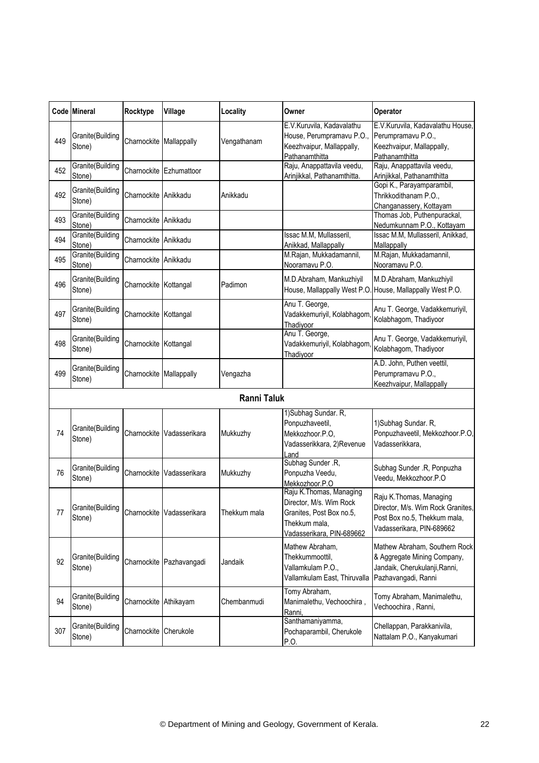| Code | Mineral | Rocktype | Village | Locality | Owner | Operator |
|---|---|---|---|---|---|---|
| 449 | Granite(Building Stone) | Charnockite | Mallappally | Vengathanam | E.V.Kuruvila, Kadavalathu House, Perumpramavu P.O., Keezhvaipur, Mallappally, Pathanamthitta | E.V.Kuruvila, Kadavalathu House, Perumpramavu P.O., Keezhvaipur, Mallappally, Pathanamthitta |
| 452 | Granite(Building Stone) | Charnockite | Ezhumattoor | | Raju, Anappattavila veedu, Arinjikkal, Pathanamthitta. | Raju, Anappattavila veedu, Arinjikkal, Pathanamthitta |
| 492 | Granite(Building Stone) | Charnockite | Anikkadu | Anikkadu | | Gopi K., Parayamparambil, Thrikkodithanam P.O., Changanassery, Kottayam |
| 493 | Granite(Building Stone) | Charnockite | Anikkadu | | | Thomas Job, Puthenpurackal, Nedumkunnam P.O., Kottayam |
| 494 | Granite(Building Stone) | Charnockite | Anikkadu | | Issac M.M, Mullasseril, Anikkad, Mallappally | Issac M.M, Mullasseril, Anikkad, Mallappally |
| 495 | Granite(Building Stone) | Charnockite | Anikkadu | | M.Rajan, Mukkadamannil, Nooramavu P.O. | M.Rajan, Mukkadamannil, Nooramavu P.O. |
| 496 | Granite(Building Stone) | Charnockite | Kottangal | Padimon | M.D.Abraham, Mankuzhiyil House, Mallappally West P.O. | M.D.Abraham, Mankuzhiyil House, Mallappally West P.O. |
| 497 | Granite(Building Stone) | Charnockite | Kottangal | | Anu T. George, Vadakkemuriyil, Kolabhagom, Thadiyoor | Anu T. George, Vadakkemuriyil, Kolabhagom, Thadiyoor |
| 498 | Granite(Building Stone) | Charnockite | Kottangal | | Anu T. George, Vadakkemuriyil, Kolabhagom, Thadiyoor | Anu T. George, Vadakkemuriyil, Kolabhagom, Thadiyoor |
| 499 | Granite(Building Stone) | Charnockite | Mallappally | Vengazha | | A.D. John, Puthen veettil, Perumpramavu P.O., Keezhvaipur, Mallappally |
| | | | | **Ranni Taluk** | | |
| 74 | Granite(Building Stone) | Charnockite | Vadasserikara | Mukkuzhy | 1)Subhag Sundar. R, Ponpuzhaveetil, Mekkozhoor.P.O, Vadasserikkara, 2)Revenue Land | 1)Subhag Sundar. R, Ponpuzhaveetil, Mekkozhoor.P.O, Vadasserikkara, |
| 76 | Granite(Building Stone) | Charnockite | Vadasserikara | Mukkuzhy | Subhag Sunder .R, Ponpuzha Veedu, Mekkozhoor.P.O | Subhag Sunder .R, Ponpuzha Veedu, Mekkozhoor.P.O |
| 77 | Granite(Building Stone) | Charnockite | Vadasserikara | Thekkum mala | Raju K.Thomas, Managing Director, M/s. Wim Rock Granites, Post Box no.5, Thekkum mala, Vadasserikara, PIN-689662 | Raju K.Thomas, Managing Director, M/s. Wim Rock Granites, Post Box no.5, Thekkum mala, Vadasserikara, PIN-689662 |
| 92 | Granite(Building Stone) | Charnockite | Pazhavangadi | Jandaik | Mathew Abraham, Thekkummoottil, Vallamkulam P.O., Vallamkulam East, Thiruvalla | Mathew Abraham, Southern Rock & Aggregate Mining Company, Jandaik, Cherukulanji,Ranni, Pazhavangadi, Ranni |
| 94 | Granite(Building Stone) | Charnockite | Athikayam | Chembanmudi | Tomy Abraham, Manimalethu, Vechoochira , Ranni, | Tomy Abraham, Manimalethu, Vechoochira , Ranni, |
| 307 | Granite(Building Stone) | Charnockite | Cherukole | | Santhamaniyamma, Pochaparambil, Cherukole P.O. | Chellappan, Parakkanivila, Nattalam P.O., Kanyakumari |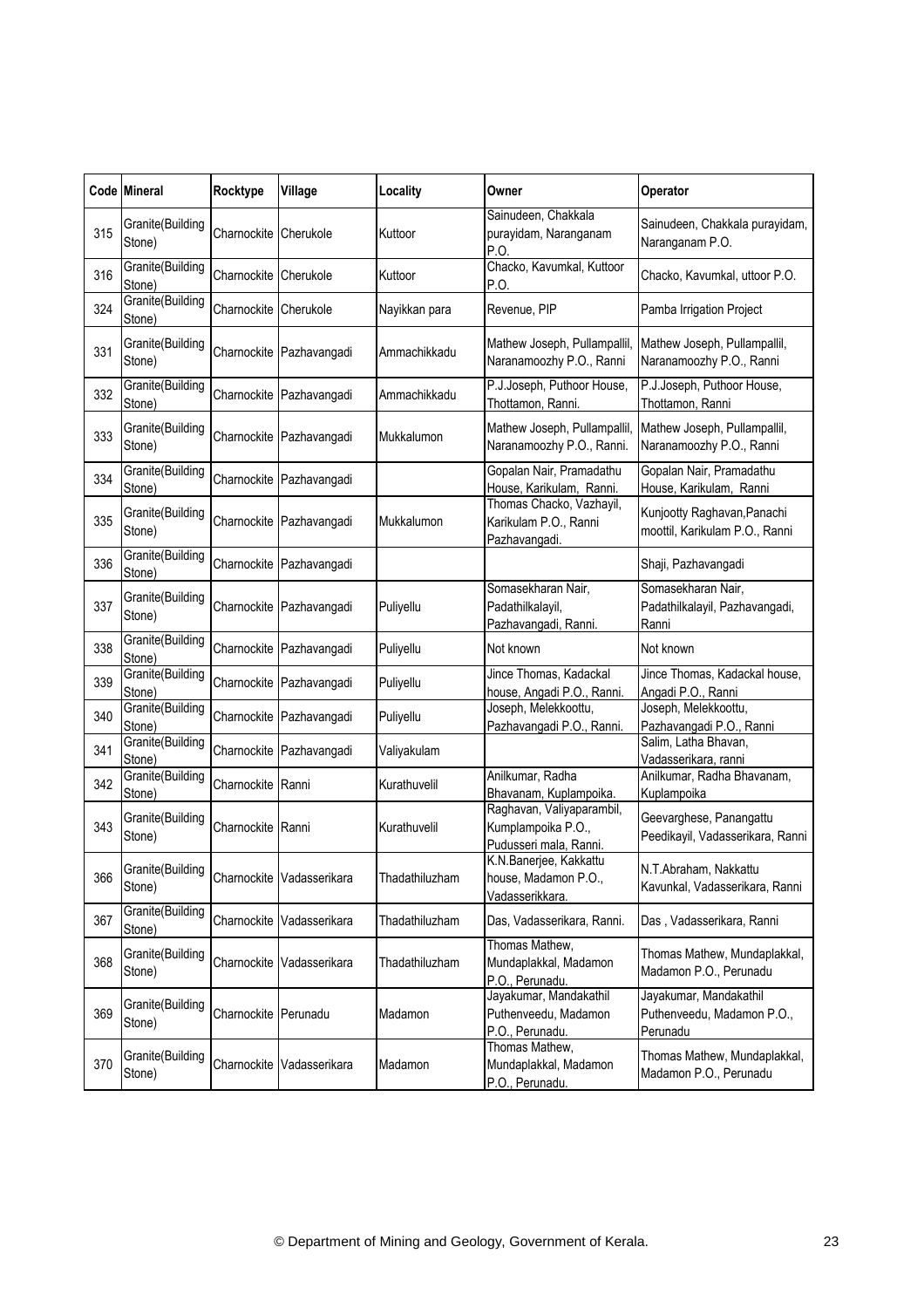| Code | Mineral | Rocktype | Village | Locality | Owner | Operator |
|---|---|---|---|---|---|---|
| 315 | Granite(Building Stone) | Charnockite | Cherukole | Kuttoor | Sainudeen, Chakkala purayidam, Naranganam P.O. | Sainudeen, Chakkala purayidam, Naranganam P.O. |
| 316 | Granite(Building Stone) | Charnockite | Cherukole | Kuttoor | Chacko, Kavumkal, Kuttoor P.O. | Chacko, Kavumkal, uttoor P.O. |
| 324 | Granite(Building Stone) | Charnockite | Cherukole | Nayikkan para | Revenue, PIP | Pamba Irrigation Project |
| 331 | Granite(Building Stone) | Charnockite | Pazhavangadi | Ammachikkadu | Mathew Joseph, Pullampallil, Naranamoozhy P.O., Ranni | Mathew Joseph, Pullampallil, Naranamoozhy P.O., Ranni |
| 332 | Granite(Building Stone) | Charnockite | Pazhavangadi | Ammachikkadu | P.J.Joseph, Puthoor House, Thottamon, Ranni. | P.J.Joseph, Puthoor House, Thottamon, Ranni |
| 333 | Granite(Building Stone) | Charnockite | Pazhavangadi | Mukkalumon | Mathew Joseph, Pullampallil, Naranamoozhy P.O., Ranni. | Mathew Joseph, Pullampallil, Naranamoozhy P.O., Ranni |
| 334 | Granite(Building Stone) | Charnockite | Pazhavangadi | | Gopalan Nair, Pramadathu House, Karikulam, Ranni. | Gopalan Nair, Pramadathu House, Karikulam, Ranni |
| 335 | Granite(Building Stone) | Charnockite | Pazhavangadi | Mukkalumon | Thomas Chacko, Vazhayil, Karikulam P.O., Ranni Pazhavangadi. | Kunjootty Raghavan,Panachi moottil, Karikulam P.O., Ranni |
| 336 | Granite(Building Stone) | Charnockite | Pazhavangadi | | | Shaji, Pazhavangadi |
| 337 | Granite(Building Stone) | Charnockite | Pazhavangadi | Puliyellu | Somasekharan Nair, Padathilkalayil, Pazhavangadi, Ranni. | Somasekharan Nair, Padathilkalayil, Pazhavangadi, Ranni |
| 338 | Granite(Building Stone) | Charnockite | Pazhavangadi | Puliyellu | Not known | Not known |
| 339 | Granite(Building Stone) | Charnockite | Pazhavangadi | Puliyellu | Jince Thomas, Kadackal house, Angadi P.O., Ranni. | Jince Thomas, Kadackal house, Angadi P.O., Ranni |
| 340 | Granite(Building Stone) | Charnockite | Pazhavangadi | Puliyellu | Joseph, Melekkoottu, Pazhavangadi P.O., Ranni. | Joseph, Melekkoottu, Pazhavangadi P.O., Ranni |
| 341 | Granite(Building Stone) | Charnockite | Pazhavangadi | Valiyakulam | | Salim, Latha Bhavan, Vadasserikara, ranni |
| 342 | Granite(Building Stone) | Charnockite | Ranni | Kurathuvelil | Anilkumar, Radha Bhavanam, Kuplampoika. | Anilkumar, Radha Bhavanam, Kuplampoika |
| 343 | Granite(Building Stone) | Charnockite | Ranni | Kurathuvelil | Raghavan, Valiyaparambil, Kumplampoika P.O., Pudusseri mala, Ranni. | Geevarghese, Panangattu Peedikayil, Vadasserikara, Ranni |
| 366 | Granite(Building Stone) | Charnockite | Vadasserikara | Thadathiluzham | K.N.Banerjee, Kakkattu house, Madamon P.O., Vadasserikkara. | N.T.Abraham, Nakkattu Kavunkal, Vadasserikara, Ranni |
| 367 | Granite(Building Stone) | Charnockite | Vadasserikara | Thadathiluzham | Das, Vadasserikara, Ranni. | Das , Vadasserikara, Ranni |
| 368 | Granite(Building Stone) | Charnockite | Vadasserikara | Thadathiluzham | Thomas Mathew, Mundaplakkal, Madamon P.O., Perunadu. | Thomas Mathew, Mundaplakkal, Madamon P.O., Perunadu |
| 369 | Granite(Building Stone) | Charnockite | Perunadu | Madamon | Jayakumar, Mandakathil Puthenveedu, Madamon P.O., Perunadu. | Jayakumar, Mandakathil Puthenveedu, Madamon P.O., Perunadu |
| 370 | Granite(Building Stone) | Charnockite | Vadasserikara | Madamon | Thomas Mathew, Mundaplakkal, Madamon P.O., Perunadu. | Thomas Mathew, Mundaplakkal, Madamon P.O., Perunadu |

© Department of Mining and Geology, Government of Kerala.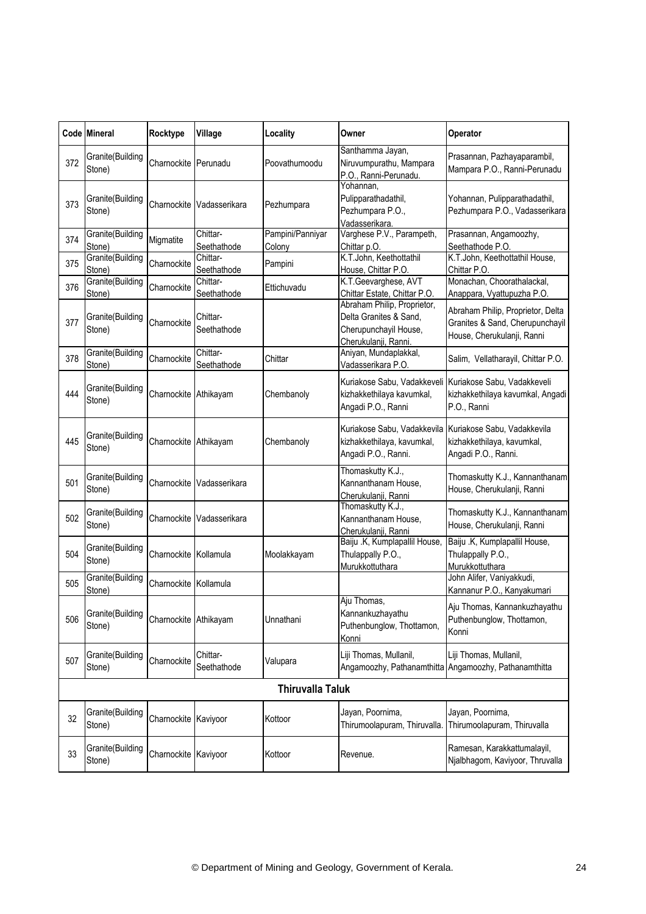| Code | Mineral | Rocktype | Village | Locality | Owner | Operator |
|---|---|---|---|---|---|---|
| 372 | Granite(Building Stone) | Charnockite | Perunadu | Poovathumoodu | Santhamma Jayan, Niruvumpurathu, Mampara P.O., Ranni-Perunadu. | Prasannan, Pazhayaparambil, Mampara P.O., Ranni-Perunadu |
| 373 | Granite(Building Stone) | Charnockite | Vadasserikara | Pezhumpara | Yohannan, Pulipparathadathil, Pezhumpara P.O., Vadasserikara. | Yohannan, Pulipparathadathil, Pezhumpara P.O., Vadasserikara |
| 374 | Granite(Building Stone) | Migmatite | Chittar-Seethathode | Pampini/Panniyar Colony | Varghese P.V., Parampeth, Chittar p.O. | Prasannan, Angamoozhy, Seethathode P.O. |
| 375 | Granite(Building Stone) | Charnockite | Chittar-Seethathode | Pampini | K.T.John, Keethottathil House, Chittar P.O. | K.T.John, Keethottathil House, Chittar P.O. |
| 376 | Granite(Building Stone) | Charnockite | Chittar-Seethathode | Ettichuvadu | K.T.Geevarghese, AVT Chittar Estate, Chittar P.O. | Monachan, Choorathalackal, Anappara, Vyattupuzha P.O. |
| 377 | Granite(Building Stone) | Charnockite | Chittar-Seethathode | | Abraham Philip, Proprietor, Delta Granites & Sand, Cherupunchayil House, Cherukulanji, Ranni. | Abraham Philip, Proprietor, Delta Granites & Sand, Cherupunchayil House, Cherukulanji, Ranni |
| 378 | Granite(Building Stone) | Charnockite | Chittar-Seethathode | Chittar | Aniyan, Mundaplakkal, Vadasserikara P.O. | Salim, Vellatharayil, Chittar P.O. |
| 444 | Granite(Building Stone) | Charnockite | Athikayam | Chembanoly | Kuriakose Sabu, Vadakkeveli kizhakkethilaya kavumkal, Angadi P.O., Ranni | Kuriakose Sabu, Vadakkeveli kizhakkethilaya kavumkal, Angadi P.O., Ranni |
| 445 | Granite(Building Stone) | Charnockite | Athikayam | Chembanoly | Kuriakose Sabu, Vadakkevila kizhakkethilaya, kavumkal, Angadi P.O., Ranni. | Kuriakose Sabu, Vadakkevila kizhakkethilaya, kavumkal, Angadi P.O., Ranni. |
| 501 | Granite(Building Stone) | Charnockite | Vadasserikara | | Thomaskutty K.J., Kannanthanam House, Cherukulanji, Ranni | Thomaskutty K.J., Kannanthanam House, Cherukulanji, Ranni |
| 502 | Granite(Building Stone) | Charnockite | Vadasserikara | | Thomaskutty K.J., Kannanthanam House, Cherukulanji, Ranni | Thomaskutty K.J., Kannanthanam House, Cherukulanji, Ranni |
| 504 | Granite(Building Stone) | Charnockite | Kollamula | Moolakkayam | Baiju .K, Kumplapallil House, Thulappally P.O., Murukkottuthara | Baiju .K, Kumplapallil House, Thulappally P.O., Murukkottuthara |
| 505 | Granite(Building Stone) | Charnockite | Kollamula | | | John Alifer, Vaniyakkudi, Kannanur P.O., Kanyakumari |
| 506 | Granite(Building Stone) | Charnockite | Athikayam | Unnathani | Aju Thomas, Kannankuzhayathu Puthenbunglow, Thottamon, Konni | Aju Thomas, Kannankuzhayathu Puthenbunglow, Thottamon, Konni |
| 507 | Granite(Building Stone) | Charnockite | Chittar-Seethathode | Valupara | Liji Thomas, Mullanil, Angamoozhy, Pathanamthitta | Liji Thomas, Mullanil, Angamoozhy, Pathanamthitta |
| | | | | **Thiruvalla Taluk** | | |
| 32 | Granite(Building Stone) | Charnockite | Kaviyoor | Kottoor | Jayan, Poornima, Thirumoolapuram, Thiruvalla. | Jayan, Poornima, Thirumoolapuram, Thiruvalla |
| 33 | Granite(Building Stone) | Charnockite | Kaviyoor | Kottoor | Revenue. | Ramesan, Karakkattumalayil, Njalbhagom, Kaviyoor, Thruvalla |

© Department of Mining and Geology, Government of Kerala.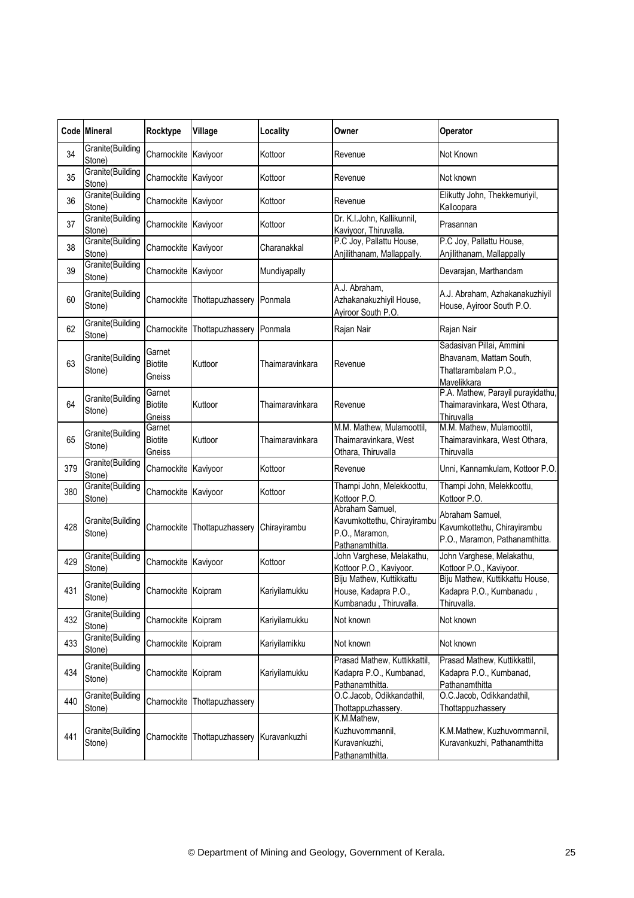| Code | Mineral | Rocktype | Village | Locality | Owner | Operator |
|---|---|---|---|---|---|---|
| 34 | Granite(Building Stone) | Charnockite | Kaviyoor | Kottoor | Revenue | Not Known |
| 35 | Granite(Building Stone) | Charnockite | Kaviyoor | Kottoor | Revenue | Not known |
| 36 | Granite(Building Stone) | Charnockite | Kaviyoor | Kottoor | Revenue | Elikutty John, Thekkemuriyil, Kalloopara |
| 37 | Granite(Building Stone) | Charnockite | Kaviyoor | Kottoor | Dr. K.I.John, Kallikunnil, Kaviyoor, Thiruvalla. | Prasannan |
| 38 | Granite(Building Stone) | Charnockite | Kaviyoor | Charanakkal | P.C Joy, Pallattu House, Anjilithanam, Mallappally. | P.C Joy, Pallattu House, Anjilithanam, Mallappally |
| 39 | Granite(Building Stone) | Charnockite | Kaviyoor | Mundiyapally | | Devarajan, Marthandam |
| 60 | Granite(Building Stone) | Charnockite | Thottapuzhassery | Ponmala | A.J. Abraham, Azhakanakuzhiyil House, Ayiroor South P.O. | A.J. Abraham, Azhakanakuzhiyil House, Ayiroor South P.O. |
| 62 | Granite(Building Stone) | Charnockite | Thottapuzhassery | Ponmala | Rajan Nair | Rajan Nair |
| 63 | Granite(Building Stone) | Garnet Biotite Gneiss | Kuttoor | Thaimaravinkara | Revenue | Sadasivan Pillai, Ammini Bhavanam, Mattam South, Thattarambalam P.O., Mavelikkara |
| 64 | Granite(Building Stone) | Garnet Biotite Gneiss | Kuttoor | Thaimaravinkara | Revenue | P.A. Mathew, Parayil purayidathu, Thaimaravinkara, West Othara, Thiruvalla |
| 65 | Granite(Building Stone) | Garnet Biotite Gneiss | Kuttoor | Thaimaravinkara | M.M. Mathew, Mulamoottil, Thaimaravinkara, West Othara, Thiruvalla | M.M. Mathew, Mulamoottil, Thaimaravinkara, West Othara, Thiruvalla |
| 379 | Granite(Building Stone) | Charnockite | Kaviyoor | Kottoor | Revenue | Unni, Kannamkulam, Kottoor P.O. |
| 380 | Granite(Building Stone) | Charnockite | Kaviyoor | Kottoor | Thampi John, Melekkoottu, Kottoor P.O. | Thampi John, Melekkoottu, Kottoor P.O. |
| 428 | Granite(Building Stone) | Charnockite | Thottapuzhassery | Chirayirambu | Abraham Samuel, Kavumkottethu, Chirayirambu P.O., Maramon, Pathanamthitta. | Abraham Samuel, Kavumkottethu, Chirayirambu P.O., Maramon, Pathanamthitta. |
| 429 | Granite(Building Stone) | Charnockite | Kaviyoor | Kottoor | John Varghese, Melakathu, Kottoor P.O., Kaviyoor. | John Varghese, Melakathu, Kottoor P.O., Kaviyoor. |
| 431 | Granite(Building Stone) | Charnockite | Koipram | Kariyilamukku | Biju Mathew, Kuttikkattu House, Kadapra P.O., Kumbanadu , Thiruvalla. | Biju Mathew, Kuttikkattu House, Kadapra P.O., Kumbanadu , Thiruvalla. |
| 432 | Granite(Building Stone) | Charnockite | Koipram | Kariyilamukku | Not known | Not known |
| 433 | Granite(Building Stone) | Charnockite | Koipram | Kariyilamikku | Not known | Not known |
| 434 | Granite(Building Stone) | Charnockite | Koipram | Kariyilamukku | Prasad Mathew, Kuttikkattil, Kadapra P.O., Kumbanad, Pathanamthitta. | Prasad Mathew, Kuttikkattil, Kadapra P.O., Kumbanad, Pathanamthitta |
| 440 | Granite(Building Stone) | Charnockite | Thottapuzhassery | | O.C.Jacob, Odikkandathil, Thottappuzhassery. | O.C.Jacob, Odikkandathil, Thottappuzhassery |
| 441 | Granite(Building Stone) | Charnockite | Thottapuzhassery | Kuravankuzhi | K.M.Mathew, Kuzhuvommannil, Kuravankuzhi, Pathanamthitta. | K.M.Mathew, Kuzhuvommannil, Kuravankuzhi, Pathanamthitta |

© Department of Mining and Geology, Government of Kerala.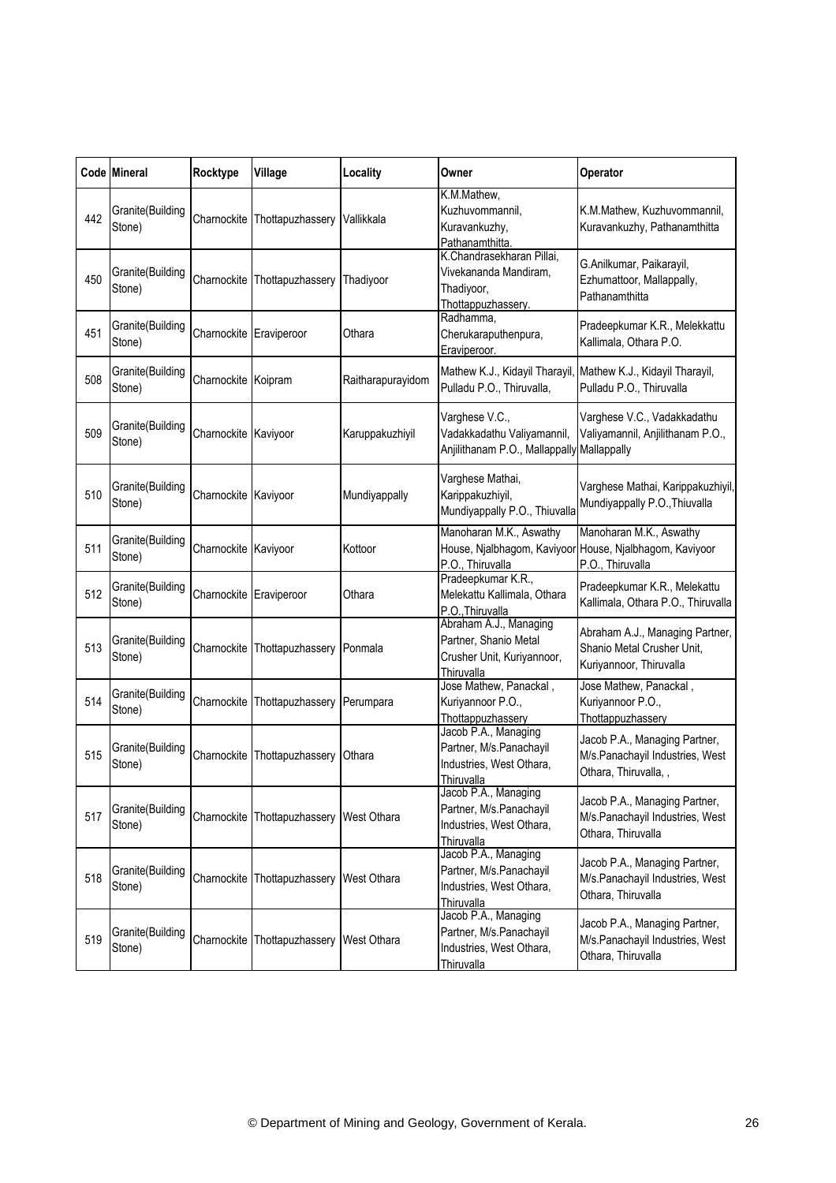| Code | Mineral | Rocktype | Village | Locality | Owner | Operator |
|---|---|---|---|---|---|---|
| 442 | Granite(Building Stone) | Charnockite | Thottapuzhassery | Vallikkala | K.M.Mathew, Kuzhuvommannil, Kuravankuzhy, Pathanamthitta. | K.M.Mathew, Kuzhuvommannil, Kuravankuzhy, Pathanamthitta |
| 450 | Granite(Building Stone) | Charnockite | Thottapuzhassery | Thadiyoor | K.Chandrasekharan Pillai, Vivekananda Mandiram, Thadiyoor, Thottappuzhassery. | G.Anilkumar, Paikarayil, Ezhumattoor, Mallappally, Pathanamthitta |
| 451 | Granite(Building Stone) | Charnockite | Eraviperoor | Othara | Radhamma, Cherukaraputhenpura, Eraviperoor. | Pradeepkumar K.R., Melekkattu Kallimala, Othara P.O. |
| 508 | Granite(Building Stone) | Charnockite | Koipram | Raitharapurayidom | Mathew K.J., Kidayil Tharayil, Pulladu P.O., Thiruvalla, | Mathew K.J., Kidayil Tharayil, Pulladu P.O., Thiruvalla |
| 509 | Granite(Building Stone) | Charnockite | Kaviyoor | Karuppakuzhiyil | Varghese V.C., Vadakkadathu Valiyamannil, Anjilithanam P.O., Mallappally | Varghese V.C., Vadakkadathu Valiyamannil, Anjilithanam P.O., Mallappally |
| 510 | Granite(Building Stone) | Charnockite | Kaviyoor | Mundiyappally | Varghese Mathai, Karippakuzhiyil, Mundiyappally P.O., Thiuvalla | Varghese Mathai, Karippakuzhiyil, Mundiyappally P.O.,Thiuvalla |
| 511 | Granite(Building Stone) | Charnockite | Kaviyoor | Kottoor | Manoharan M.K., Aswathy House, Njalbhagom, Kaviyoor P.O., Thiruvalla | Manoharan M.K., Aswathy House, Njalbhagom, Kaviyoor P.O., Thiruvalla |
| 512 | Granite(Building Stone) | Charnockite | Eraviperoor | Othara | Pradeepkumar K.R., Melekattu Kallimala, Othara P.O.,Thiruvalla | Pradeepkumar K.R., Melekattu Kallimala, Othara P.O., Thiruvalla |
| 513 | Granite(Building Stone) | Charnockite | Thottapuzhassery | Ponmala | Abraham A.J., Managing Partner, Shanio Metal Crusher Unit, Kuriyannoor, Thiruvalla | Abraham A.J., Managing Partner, Shanio Metal Crusher Unit, Kuriyannoor, Thiruvalla |
| 514 | Granite(Building Stone) | Charnockite | Thottapuzhassery | Perumpara | Jose Mathew, Panackal , Kuriyannoor P.O., Thottappuzhassery | Jose Mathew, Panackal , Kuriyannoor P.O., Thottappuzhassery |
| 515 | Granite(Building Stone) | Charnockite | Thottapuzhassery | Othara | Jacob P.A., Managing Partner, M/s.Panachayil Industries, West Othara, Thiruvalla | Jacob P.A., Managing Partner, M/s.Panachayil Industries, West Othara, Thiruvalla, , |
| 517 | Granite(Building Stone) | Charnockite | Thottapuzhassery | West Othara | Jacob P.A., Managing Partner, M/s.Panachayil Industries, West Othara, Thiruvalla | Jacob P.A., Managing Partner, M/s.Panachayil Industries, West Othara, Thiruvalla |
| 518 | Granite(Building Stone) | Charnockite | Thottapuzhassery | West Othara | Jacob P.A., Managing Partner, M/s.Panachayil Industries, West Othara, Thiruvalla | Jacob P.A., Managing Partner, M/s.Panachayil Industries, West Othara, Thiruvalla |
| 519 | Granite(Building Stone) | Charnockite | Thottapuzhassery | West Othara | Jacob P.A., Managing Partner, M/s.Panachayil Industries, West Othara, Thiruvalla | Jacob P.A., Managing Partner, M/s.Panachayil Industries, West Othara, Thiruvalla |

© Department of Mining and Geology, Government of Kerala.